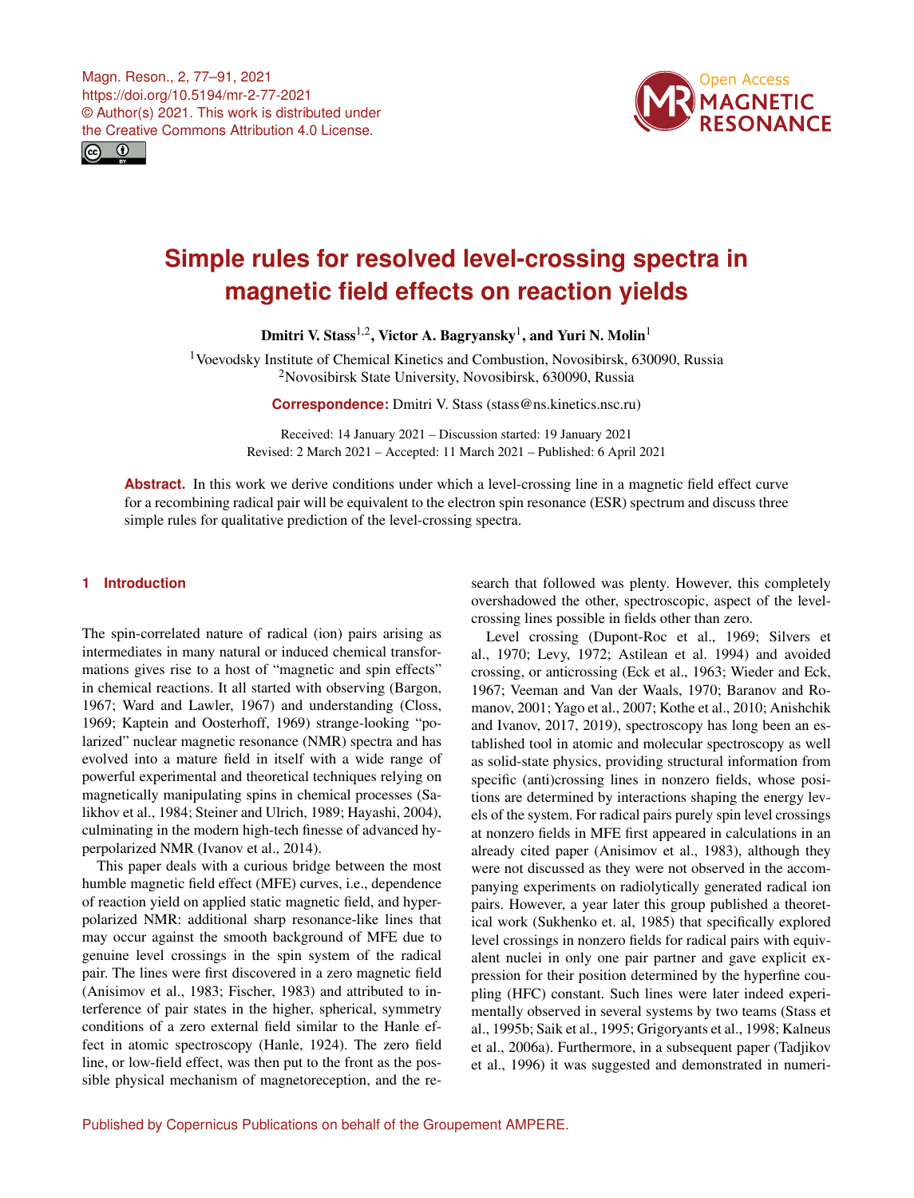Magn. Reson., 2, 77–91, 2021
https://doi.org/10.5194/mr-2-77-2021
© Author(s) 2021. This work is distributed under
the Creative Commons Attribution 4.0 License.

# Simple rules for resolved level-crossing spectra in magnetic field effects on reaction yields

**Dmitri V. Stass**[1,2], **Victor A. Bagryansky**[1], **and Yuri N. Molin**[1]

[1]Voevodsky Institute of Chemical Kinetics and Combustion, Novosibirsk, 630090, Russia
[2]Novosibirsk State University, Novosibirsk, 630090, Russia

**Correspondence:** Dmitri V. Stass (stass@ns.kinetics.nsc.ru)

Received: 14 January 2021 – Discussion started: 19 January 2021
Revised: 2 March 2021 – Accepted: 11 March 2021 – Published: 6 April 2021

**Abstract.** In this work we derive conditions under which a level-crossing line in a magnetic field effect curve for a recombining radical pair will be equivalent to the electron spin resonance (ESR) spectrum and discuss three simple rules for qualitative prediction of the level-crossing spectra.

## 1 Introduction

The spin-correlated nature of radical (ion) pairs arising as intermediates in many natural or induced chemical transformations gives rise to a host of "magnetic and spin effects" in chemical reactions. It all started with observing (Bargon, 1967; Ward and Lawler, 1967) and understanding (Closs, 1969; Kaptein and Oosterhoff, 1969) strange-looking "polarized" nuclear magnetic resonance (NMR) spectra and has evolved into a mature field in itself with a wide range of powerful experimental and theoretical techniques relying on magnetically manipulating spins in chemical processes (Salikhov et al., 1984; Steiner and Ulrich, 1989; Hayashi, 2004), culminating in the modern high-tech finesse of advanced hyperpolarized NMR (Ivanov et al., 2014).

This paper deals with a curious bridge between the most humble magnetic field effect (MFE) curves, i.e., dependence of reaction yield on applied static magnetic field, and hyperpolarized NMR: additional sharp resonance-like lines that may occur against the smooth background of MFE due to genuine level crossings in the spin system of the radical pair. The lines were first discovered in a zero magnetic field (Anisimov et al., 1983; Fischer, 1983) and attributed to interference of pair states in the higher, spherical, symmetry conditions of a zero external field similar to the Hanle effect in atomic spectroscopy (Hanle, 1924). The zero field line, or low-field effect, was then put to the front as the possible physical mechanism of magnetoreception, and the research that followed was plenty. However, this completely overshadowed the other, spectroscopic, aspect of the level-crossing lines possible in fields other than zero.

Level crossing (Dupont-Roc et al., 1969; Silvers et al., 1970; Levy, 1972; Astilean et al. 1994) and avoided crossing, or anticrossing (Eck et al., 1963; Wieder and Eck, 1967; Veeman and Van der Waals, 1970; Baranov and Romanov, 2001; Yago et al., 2007; Kothe et al., 2010; Anishchik and Ivanov, 2017, 2019), spectroscopy has long been an established tool in atomic and molecular spectroscopy as well as solid-state physics, providing structural information from specific (anti)crossing lines in nonzero fields, whose positions are determined by interactions shaping the energy levels of the system. For radical pairs purely spin level crossings at nonzero fields in MFE first appeared in calculations in an already cited paper (Anisimov et al., 1983), although they were not discussed as they were not observed in the accompanying experiments on radiolytically generated radical ion pairs. However, a year later this group published a theoretical work (Sukhenko et. al, 1985) that specifically explored level crossings in nonzero fields for radical pairs with equivalent nuclei in only one pair partner and gave explicit expression for their position determined by the hyperfine coupling (HFC) constant. Such lines were later indeed experimentally observed in several systems by two teams (Stass et al., 1995b; Saik et al., 1995; Grigoryants et al., 1998; Kalneus et al., 2006a). Furthermore, in a subsequent paper (Tadjikov et al., 1996) it was suggested and demonstrated in numeri-

Published by Copernicus Publications on behalf of the Groupement AMPERE.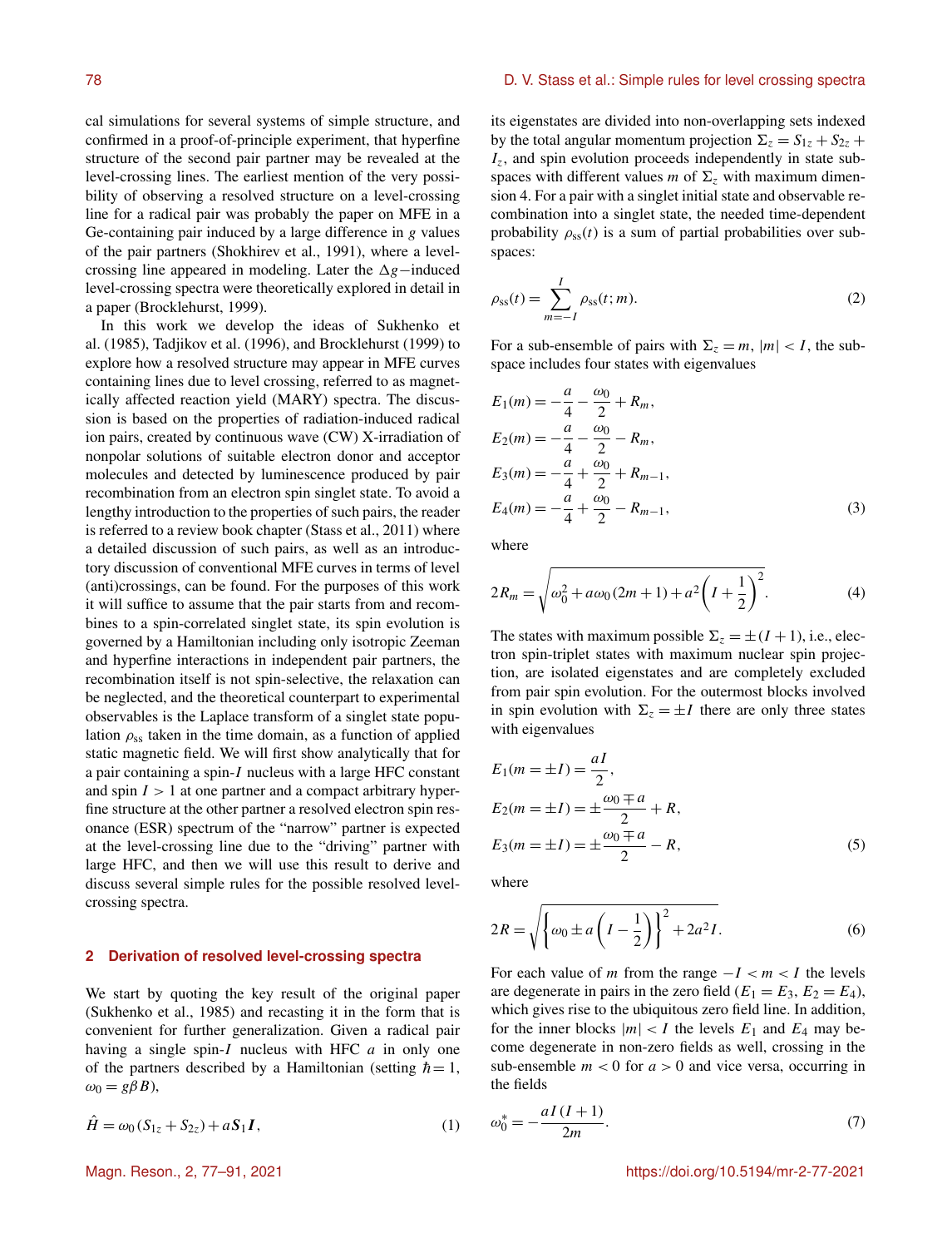cal simulations for several systems of simple structure, and confirmed in a proof-of-principle experiment, that hyperfine structure of the second pair partner may be revealed at the level-crossing lines. The earliest mention of the very possibility of observing a resolved structure on a level-crossing line for a radical pair was probably the paper on MFE in a Ge-containing pair induced by a large difference in $g$ values of the pair partners (Shokhirev et al., 1991), where a level-crossing line appeared in modeling. Later the $\Delta g-$induced level-crossing spectra were theoretically explored in detail in a paper (Brocklehurst, 1999).

In this work we develop the ideas of Sukhenko et al. (1985), Tadjikov et al. (1996), and Brocklehurst (1999) to explore how a resolved structure may appear in MFE curves containing lines due to level crossing, referred to as magnetically affected reaction yield (MARY) spectra. The discussion is based on the properties of radiation-induced radical ion pairs, created by continuous wave (CW) X-irradiation of nonpolar solutions of suitable electron donor and acceptor molecules and detected by luminescence produced by pair recombination from an electron spin singlet state. To avoid a lengthy introduction to the properties of such pairs, the reader is referred to a review book chapter (Stass et al., 2011) where a detailed discussion of such pairs, as well as an introductory discussion of conventional MFE curves in terms of level (anti)crossings, can be found. For the purposes of this work it will suffice to assume that the pair starts from and recombines to a spin-correlated singlet state, its spin evolution is governed by a Hamiltonian including only isotropic Zeeman and hyperfine interactions in independent pair partners, the recombination itself is not spin-selective, the relaxation can be neglected, and the theoretical counterpart to experimental observables is the Laplace transform of a singlet state population $\rho_{\mathrm{ss}}$ taken in the time domain, as a function of applied static magnetic field. We will first show analytically that for a pair containing a spin-$I$ nucleus with a large HFC constant and spin $I > 1$ at one partner and a compact arbitrary hyperfine structure at the other partner a resolved electron spin resonance (ESR) spectrum of the "narrow" partner is expected at the level-crossing line due to the "driving" partner with large HFC, and then we will use this result to derive and discuss several simple rules for the possible resolved level-crossing spectra.

## 2 Derivation of resolved level-crossing spectra

We start by quoting the key result of the original paper (Sukhenko et al., 1985) and recasting it in the form that is convenient for further generalization. Given a radical pair having a single spin-$I$ nucleus with HFC $a$ in only one of the partners described by a Hamiltonian (setting $\hbar = 1$, $\omega_0 = g\beta B$),

$$\hat{H} = \omega_0 (S_{1z} + S_{2z}) + a\boldsymbol{S}_1 \boldsymbol{I}, \tag{1}$$

its eigenstates are divided into non-overlapping sets indexed by the total angular momentum projection $\Sigma_z = S_{1z} + S_{2z} + I_z$, and spin evolution proceeds independently in state subspaces with different values $m$ of $\Sigma_z$ with maximum dimension 4. For a pair with a singlet initial state and observable recombination into a singlet state, the needed time-dependent probability $\rho_{\mathrm{ss}}(t)$ is a sum of partial probabilities over subspaces:

$$\rho_{\mathrm{ss}}(t) = \sum_{m=-I}^{I} \rho_{\mathrm{ss}}(t; m). \tag{2}$$

For a sub-ensemble of pairs with $\Sigma_z = m$, $|m| < I$, the subspace includes four states with eigenvalues

$$
\begin{aligned}
E_1(m) &= -\frac{a}{4} - \frac{\omega_0}{2} + R_m, \\
E_2(m) &= -\frac{a}{4} - \frac{\omega_0}{2} - R_m, \\
E_3(m) &= -\frac{a}{4} + \frac{\omega_0}{2} + R_{m-1}, \\
E_4(m) &= -\frac{a}{4} + \frac{\omega_0}{2} - R_{m-1},
\end{aligned} \tag{3}
$$

where

$$2R_m = \sqrt{\omega_0^2 + a\omega_0(2m+1) + a^2\left(I + \frac{1}{2}\right)^2}. \tag{4}$$

The states with maximum possible $\Sigma_z = \pm(I+1)$, i.e., electron spin-triplet states with maximum nuclear spin projection, are isolated eigenstates and are completely excluded from pair spin evolution. For the outermost blocks involved in spin evolution with $\Sigma_z = \pm I$ there are only three states with eigenvalues

$$
\begin{aligned}
E_1(m = \pm I) &= \frac{aI}{2}, \\
E_2(m = \pm I) &= \pm\frac{\omega_0 \mp a}{2} + R, \\
E_3(m = \pm I) &= \pm\frac{\omega_0 \mp a}{2} - R,
\end{aligned} \tag{5}
$$

where

$$2R = \sqrt{\left\{\omega_0 \pm a\left(I - \frac{1}{2}\right)\right\}^2 + 2a^2 I}. \tag{6}$$

For each value of $m$ from the range $-I < m < I$ the levels are degenerate in pairs in the zero field ($E_1 = E_3$, $E_2 = E_4$), which gives rise to the ubiquitous zero field line. In addition, for the inner blocks $|m| < I$ the levels $E_1$ and $E_4$ may become degenerate in non-zero fields as well, crossing in the sub-ensemble $m < 0$ for $a > 0$ and vice versa, occurring in the fields

$$\omega_0^* = -\frac{aI(I+1)}{2m}. \tag{7}$$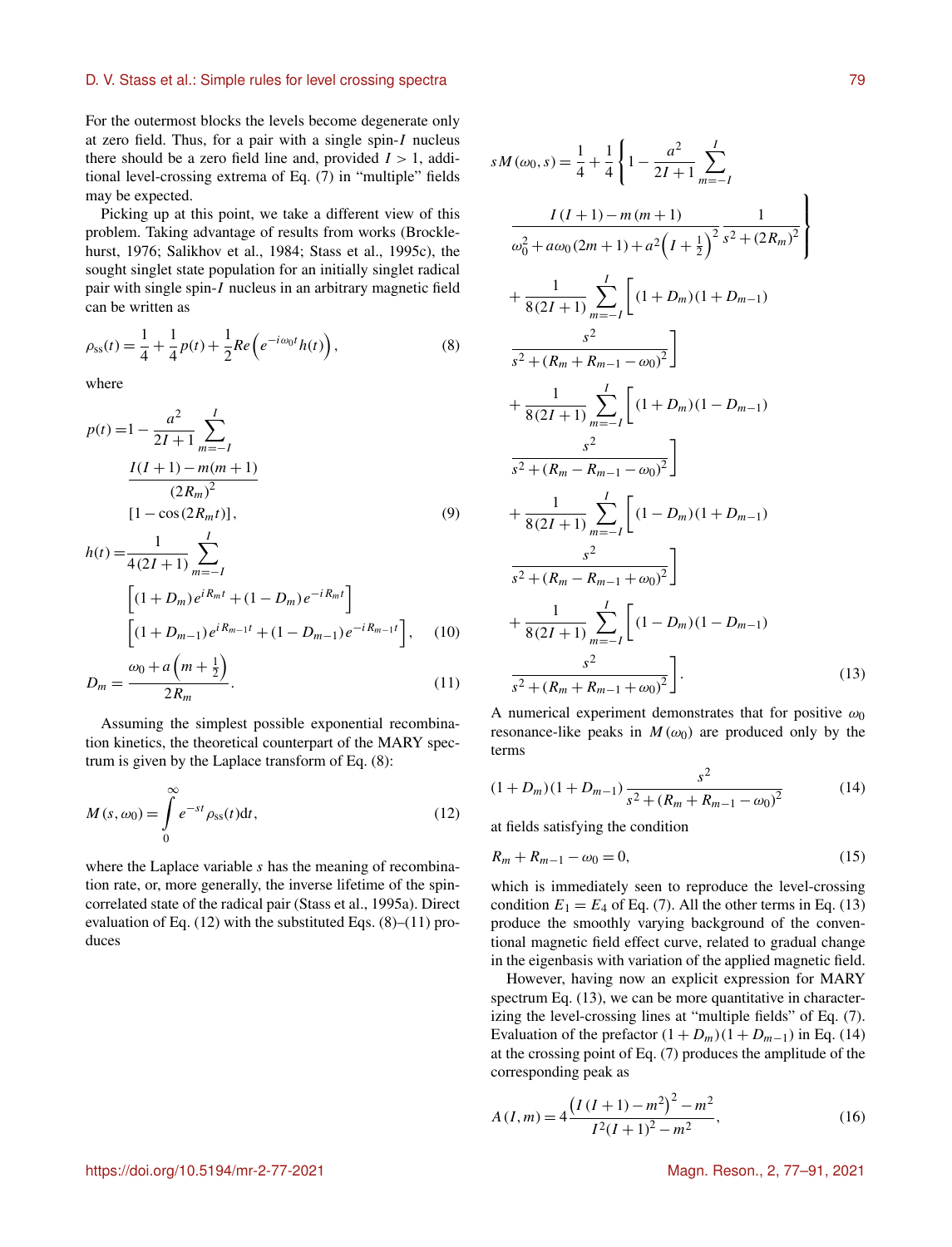For the outermost blocks the levels become degenerate only at zero field. Thus, for a pair with a single spin-$I$ nucleus there should be a zero field line and, provided $I > 1$, additional level-crossing extrema of Eq. (7) in "multiple" fields may be expected.

Picking up at this point, we take a different view of this problem. Taking advantage of results from works (Brocklehurst, 1976; Salikhov et al., 1984; Stass et al., 1995c), the sought singlet state population for an initially singlet radical pair with single spin-$I$ nucleus in an arbitrary magnetic field can be written as

$$\rho_{\mathrm{ss}}(t) = \frac{1}{4} + \frac{1}{4}p(t) + \frac{1}{2}Re\left(e^{-i\omega_0 t}h(t)\right), \tag{8}$$

where

$$p(t) = 1 - \frac{a^2}{2I+1}\sum_{m=-I}^{I} \frac{I(I+1) - m(m+1)}{(2R_m)^2}\left[1 - \cos(2R_m t)\right], \tag{9}$$

$$h(t) = \frac{1}{4(2I+1)}\sum_{m=-I}^{I}\left[(1+D_m)e^{iR_m t} + (1-D_m)e^{-iR_m t}\right]\left[(1+D_{m-1})e^{iR_{m-1}t} + (1-D_{m-1})e^{-iR_{m-1}t}\right], \tag{10}$$

$$D_m = \frac{\omega_0 + a\left(m + \frac{1}{2}\right)}{2R_m}. \tag{11}$$

Assuming the simplest possible exponential recombination kinetics, the theoretical counterpart of the MARY spectrum is given by the Laplace transform of Eq. (8):

$$M(s, \omega_0) = \int_0^{\infty} e^{-st}\rho_{\mathrm{ss}}(t)\mathrm{d}t, \tag{12}$$

where the Laplace variable $s$ has the meaning of recombination rate, or, more generally, the inverse lifetime of the spin-correlated state of the radical pair (Stass et al., 1995a). Direct evaluation of Eq. (12) with the substituted Eqs. (8)–(11) produces

$$\begin{aligned}
sM(\omega_0, s) = {} & \frac{1}{4} + \frac{1}{4}\left\{1 - \frac{a^2}{2I+1}\sum_{m=-I}^{I} \frac{I(I+1) - m(m+1)}{\omega_0^2 + a\omega_0(2m+1) + a^2\left(I+\frac{1}{2}\right)^2}\frac{1}{s^2 + (2R_m)^2}\right\} \\
& + \frac{1}{8(2I+1)}\sum_{m=-I}^{I}\left[(1+D_m)(1+D_{m-1})\frac{s^2}{s^2 + (R_m + R_{m-1} - \omega_0)^2}\right] \\
& + \frac{1}{8(2I+1)}\sum_{m=-I}^{I}\left[(1+D_m)(1-D_{m-1})\frac{s^2}{s^2 + (R_m - R_{m-1} - \omega_0)^2}\right] \\
& + \frac{1}{8(2I+1)}\sum_{m=-I}^{I}\left[(1-D_m)(1+D_{m-1})\frac{s^2}{s^2 + (R_m - R_{m-1} + \omega_0)^2}\right] \\
& + \frac{1}{8(2I+1)}\sum_{m=-I}^{I}\left[(1-D_m)(1-D_{m-1})\frac{s^2}{s^2 + (R_m + R_{m-1} + \omega_0)^2}\right].
\end{aligned} \tag{13}$$

A numerical experiment demonstrates that for positive $\omega_0$ resonance-like peaks in $M(\omega_0)$ are produced only by the terms

$$(1+D_m)(1+D_{m-1})\frac{s^2}{s^2 + (R_m + R_{m-1} - \omega_0)^2} \tag{14}$$

at fields satisfying the condition

$$R_m + R_{m-1} - \omega_0 = 0, \tag{15}$$

which is immediately seen to reproduce the level-crossing condition $E_1 = E_4$ of Eq. (7). All the other terms in Eq. (13) produce the smoothly varying background of the conventional magnetic field effect curve, related to gradual change in the eigenbasis with variation of the applied magnetic field.

However, having now an explicit expression for MARY spectrum Eq. (13), we can be more quantitative in characterizing the level-crossing lines at "multiple fields" of Eq. (7). Evaluation of the prefactor $(1+D_m)(1+D_{m-1})$ in Eq. (14) at the crossing point of Eq. (7) produces the amplitude of the corresponding peak as

$$A(I, m) = 4\frac{\left(I(I+1) - m^2\right)^2 - m^2}{I^2(I+1)^2 - m^2}, \tag{16}$$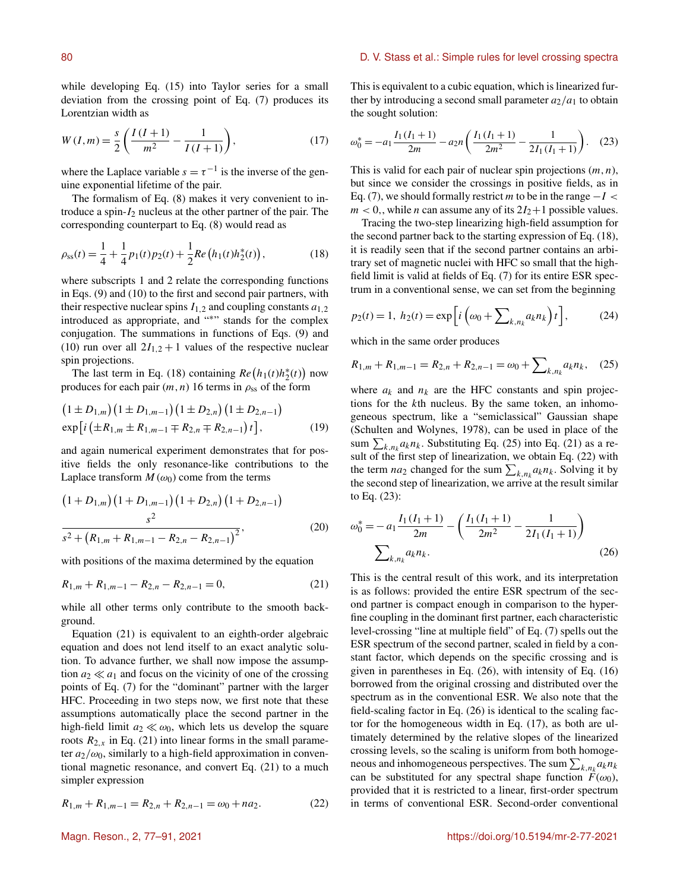while developing Eq. (15) into Taylor series for a small deviation from the crossing point of Eq. (7) produces its Lorentzian width as

$$W(I,m) = \frac{s}{2}\left(\frac{I(I+1)}{m^2} - \frac{1}{I(I+1)}\right), \tag{17}$$

where the Laplace variable $s = \tau^{-1}$ is the inverse of the genuine exponential lifetime of the pair.

The formalism of Eq. (8) makes it very convenient to introduce a spin-$I_2$ nucleus at the other partner of the pair. The corresponding counterpart to Eq. (8) would read as

$$\rho_{\mathrm{ss}}(t) = \frac{1}{4} + \frac{1}{4}p_1(t)p_2(t) + \frac{1}{2}Re\left(h_1(t)h_2^*(t)\right), \tag{18}$$

where subscripts 1 and 2 relate the corresponding functions in Eqs. (9) and (10) to the first and second pair partners, with their respective nuclear spins $I_{1,2}$ and coupling constants $a_{1,2}$ introduced as appropriate, and "*" stands for the complex conjugation. The summations in functions of Eqs. (9) and (10) run over all $2I_{1,2}+1$ values of the respective nuclear spin projections.

The last term in Eq. (18) containing $Re\left(h_1(t)h_2^*(t)\right)$ now produces for each pair $(m,n)$ 16 terms in $\rho_{\mathrm{ss}}$ of the form

$$\begin{aligned}&\left(1 \pm D_{1,m}\right)\left(1 \pm D_{1,m-1}\right)\left(1 \pm D_{2,n}\right)\left(1 \pm D_{2,n-1}\right)\\&\exp\left[i\left(\pm R_{1,m} \pm R_{1,m-1} \mp R_{2,n} \mp R_{2,n-1}\right)t\right],\end{aligned} \tag{19}$$

and again numerical experiment demonstrates that for positive fields the only resonance-like contributions to the Laplace transform $M(\omega_0)$ come from the terms

$$\begin{aligned}&\left(1 + D_{1,m}\right)\left(1 + D_{1,m-1}\right)\left(1 + D_{2,n}\right)\left(1 + D_{2,n-1}\right)\\&\frac{s^2}{s^2 + \left(R_{1,m} + R_{1,m-1} - R_{2,n} - R_{2,n-1}\right)^2},\end{aligned} \tag{20}$$

with positions of the maxima determined by the equation

$$R_{1,m} + R_{1,m-1} - R_{2,n} - R_{2,n-1} = 0, \tag{21}$$

while all other terms only contribute to the smooth background.

Equation (21) is equivalent to an eighth-order algebraic equation and does not lend itself to an exact analytic solution. To advance further, we shall now impose the assumption $a_2 \ll a_1$ and focus on the vicinity of one of the crossing points of Eq. (7) for the "dominant" partner with the larger HFC. Proceeding in two steps now, we first note that these assumptions automatically place the second partner in the high-field limit $a_2 \ll \omega_0$, which lets us develop the square roots $R_{2,x}$ in Eq. (21) into linear forms in the small parameter $a_2/\omega_0$, similarly to a high-field approximation in conventional magnetic resonance, and convert Eq. (21) to a much simpler expression

$$R_{1,m} + R_{1,m-1} = R_{2,n} + R_{2,n-1} = \omega_0 + na_2. \tag{22}$$

This is equivalent to a cubic equation, which is linearized further by introducing a second small parameter $a_2/a_1$ to obtain the sought solution:

$$\omega_0^* = -a_1\frac{I_1(I_1+1)}{2m} - a_2 n\left(\frac{I_1(I_1+1)}{2m^2} - \frac{1}{2I_1(I_1+1)}\right). \tag{23}$$

This is valid for each pair of nuclear spin projections $(m,n)$, but since we consider the crossings in positive fields, as in Eq. (7), we should formally restrict $m$ to be in the range $-I < m < 0$,, while $n$ can assume any of its $2I_2+1$ possible values.

Tracing the two-step linearizing high-field assumption for the second partner back to the starting expression of Eq. (18), it is readily seen that if the second partner contains an arbitrary set of magnetic nuclei with HFC so small that the high-field limit is valid at fields of Eq. (7) for its entire ESR spectrum in a conventional sense, we can set from the beginning

$$p_2(t) = 1,\ h_2(t) = \exp\left[i\left(\omega_0 + \sum\nolimits_{k,n_k} a_k n_k\right)t\right], \tag{24}$$

which in the same order produces

$$R_{1,m} + R_{1,m-1} = R_{2,n} + R_{2,n-1} = \omega_0 + \sum\nolimits_{k,n_k} a_k n_k, \tag{25}$$

where $a_k$ and $n_k$ are the HFC constants and spin projections for the $k$th nucleus. By the same token, an inhomogeneous spectrum, like a "semiclassical" Gaussian shape (Schulten and Wolynes, 1978), can be used in place of the sum $\sum_{k,n_k} a_k n_k$. Substituting Eq. (25) into Eq. (21) as a result of the first step of linearization, we obtain Eq. (22) with the term $na_2$ changed for the sum $\sum_{k,n_k} a_k n_k$. Solving it by the second step of linearization, we arrive at the result similar to Eq. (23):

$$\begin{aligned}\omega_0^* = &-a_1\frac{I_1(I_1+1)}{2m} - \left(\frac{I_1(I_1+1)}{2m^2} - \frac{1}{2I_1(I_1+1)}\right)\\&\sum\nolimits_{k,n_k} a_k n_k.\end{aligned} \tag{26}$$

This is the central result of this work, and its interpretation is as follows: provided the entire ESR spectrum of the second partner is compact enough in comparison to the hyperfine coupling in the dominant first partner, each characteristic level-crossing "line at multiple field" of Eq. (7) spells out the ESR spectrum of the second partner, scaled in field by a constant factor, which depends on the specific crossing and is given in parentheses in Eq. (26), with intensity of Eq. (16) borrowed from the original crossing and distributed over the spectrum as in the conventional ESR. We also note that the field-scaling factor in Eq. (26) is identical to the scaling factor for the homogeneous width in Eq. (17), as both are ultimately determined by the relative slopes of the linearized crossing levels, so the scaling is uniform from both homogeneous and inhomogeneous perspectives. The sum $\sum_{k,n_k} a_k n_k$ can be substituted for any spectral shape function $F(\omega_0)$, provided that it is restricted to a linear, first-order spectrum in terms of conventional ESR. Second-order conventional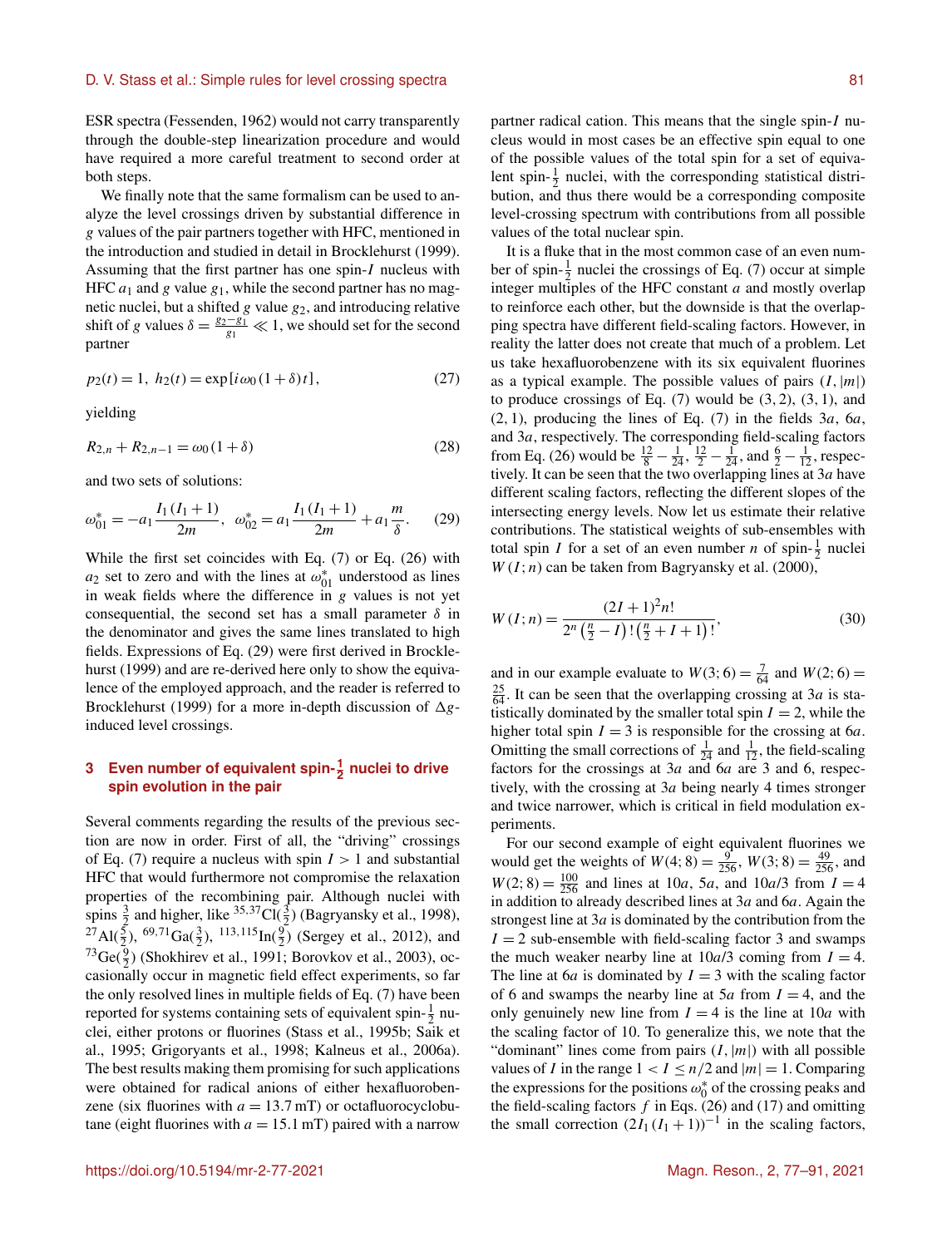ESR spectra (Fessenden, 1962) would not carry transparently through the double-step linearization procedure and would have required a more careful treatment to second order at both steps.

We finally note that the same formalism can be used to analyze the level crossings driven by substantial difference in $g$ values of the pair partners together with HFC, mentioned in the introduction and studied in detail in Brocklehurst (1999). Assuming that the first partner has one spin-$I$ nucleus with HFC $a_1$ and $g$ value $g_1$, while the second partner has no magnetic nuclei, but a shifted $g$ value $g_2$, and introducing relative shift of $g$ values $\delta = \frac{g_2 - g_1}{g_1} \ll 1$, we should set for the second partner

$$p_2(t) = 1, \; h_2(t) = \exp\left[i\omega_0 (1+\delta) t\right], \tag{27}$$

yielding

$$R_{2,n} + R_{2,n-1} = \omega_0 (1+\delta) \tag{28}$$

and two sets of solutions:

$$\omega_{01}^* = -a_1 \frac{I_1 (I_1+1)}{2m}, \quad \omega_{02}^* = a_1 \frac{I_1 (I_1+1)}{2m} + a_1 \frac{m}{\delta}. \tag{29}$$

While the first set coincides with Eq. (7) or Eq. (26) with $a_2$ set to zero and with the lines at $\omega_{01}^*$ understood as lines in weak fields where the difference in $g$ values is not yet consequential, the second set has a small parameter $\delta$ in the denominator and gives the same lines translated to high fields. Expressions of Eq. (29) were first derived in Brocklehurst (1999) and are re-derived here only to show the equivalence of the employed approach, and the reader is referred to Brocklehurst (1999) for a more in-depth discussion of $\Delta g$-induced level crossings.

## 3 Even number of equivalent spin-$\frac{1}{2}$ nuclei to drive spin evolution in the pair

Several comments regarding the results of the previous section are now in order. First of all, the "driving" crossings of Eq. (7) require a nucleus with spin $I > 1$ and substantial HFC that would furthermore not compromise the relaxation properties of the recombining pair. Although nuclei with spins $\frac{3}{2}$ and higher, like $^{35,37}$Cl($\frac{3}{2}$) (Bagryansky et al., 1998), $^{27}$Al($\frac{5}{2}$), $^{69,71}$Ga($\frac{3}{2}$), $^{113,115}$In($\frac{9}{2}$) (Sergey et al., 2012), and $^{73}$Ge($\frac{9}{2}$) (Shokhirev et al., 1991; Borovkov et al., 2003), occasionally occur in magnetic field effect experiments, so far the only resolved lines in multiple fields of Eq. (7) have been reported for systems containing sets of equivalent spin-$\frac{1}{2}$ nuclei, either protons or fluorines (Stass et al., 1995b; Saik et al., 1995; Grigoryants et al., 1998; Kalneus et al., 2006a). The best results making them promising for such applications were obtained for radical anions of either hexafluorobenzene (six fluorines with $a = 13.7$ mT) or octafluorocyclobutane (eight fluorines with $a = 15.1$ mT) paired with a narrow partner radical cation. This means that the single spin-$I$ nucleus would in most cases be an effective spin equal to one of the possible values of the total spin for a set of equivalent spin-$\frac{1}{2}$ nuclei, with the corresponding statistical distribution, and thus there would be a corresponding composite level-crossing spectrum with contributions from all possible values of the total nuclear spin.

It is a fluke that in the most common case of an even number of spin-$\frac{1}{2}$ nuclei the crossings of Eq. (7) occur at simple integer multiples of the HFC constant $a$ and mostly overlap to reinforce each other, but the downside is that the overlapping spectra have different field-scaling factors. However, in reality the latter does not create that much of a problem. Let us take hexafluorobenzene with its six equivalent fluorines as a typical example. The possible values of pairs $(I, |m|)$ to produce crossings of Eq. (7) would be $(3, 2)$, $(3, 1)$, and $(2, 1)$, producing the lines of Eq. (7) in the fields $3a$, $6a$, and $3a$, respectively. The corresponding field-scaling factors from Eq. (26) would be $\frac{12}{8} - \frac{1}{24}$, $\frac{12}{2} - \frac{1}{24}$, and $\frac{6}{2} - \frac{1}{12}$, respectively. It can be seen that the two overlapping lines at $3a$ have different scaling factors, reflecting the different slopes of the intersecting energy levels. Now let us estimate their relative contributions. The statistical weights of sub-ensembles with total spin $I$ for a set of an even number $n$ of spin-$\frac{1}{2}$ nuclei $W(I;n)$ can be taken from Bagryansky et al. (2000),

$$W(I;n) = \frac{(2I+1)^2 n!}{2^n \left(\frac{n}{2} - I\right)! \left(\frac{n}{2} + I + 1\right)!}, \tag{30}$$

and in our example evaluate to $W(3;6) = \frac{7}{64}$ and $W(2;6) = \frac{25}{64}$. It can be seen that the overlapping crossing at $3a$ is statistically dominated by the smaller total spin $I = 2$, while the higher total spin $I = 3$ is responsible for the crossing at $6a$. Omitting the small corrections of $\frac{1}{24}$ and $\frac{1}{12}$, the field-scaling factors for the crossings at $3a$ and $6a$ are 3 and 6, respectively, with the crossing at $3a$ being nearly 4 times stronger and twice narrower, which is critical in field modulation experiments.

For our second example of eight equivalent fluorines we would get the weights of $W(4;8) = \frac{9}{256}$, $W(3;8) = \frac{49}{256}$, and $W(2;8) = \frac{100}{256}$ and lines at $10a$, $5a$, and $10a/3$ from $I = 4$ in addition to already described lines at $3a$ and $6a$. Again the strongest line at $3a$ is dominated by the contribution from the $I = 2$ sub-ensemble with field-scaling factor 3 and swamps the much weaker nearby line at $10a/3$ coming from $I = 4$. The line at $6a$ is dominated by $I = 3$ with the scaling factor of 6 and swamps the nearby line at $5a$ from $I = 4$, and the only genuinely new line from $I = 4$ is the line at $10a$ with the scaling factor of 10. To generalize this, we note that the "dominant" lines come from pairs $(I, |m|)$ with all possible values of $I$ in the range $1 < I \le n/2$ and $|m| = 1$. Comparing the expressions for the positions $\omega_0^*$ of the crossing peaks and the field-scaling factors $f$ in Eqs. (26) and (17) and omitting the small correction $(2I_1(I_1+1))^{-1}$ in the scaling factors,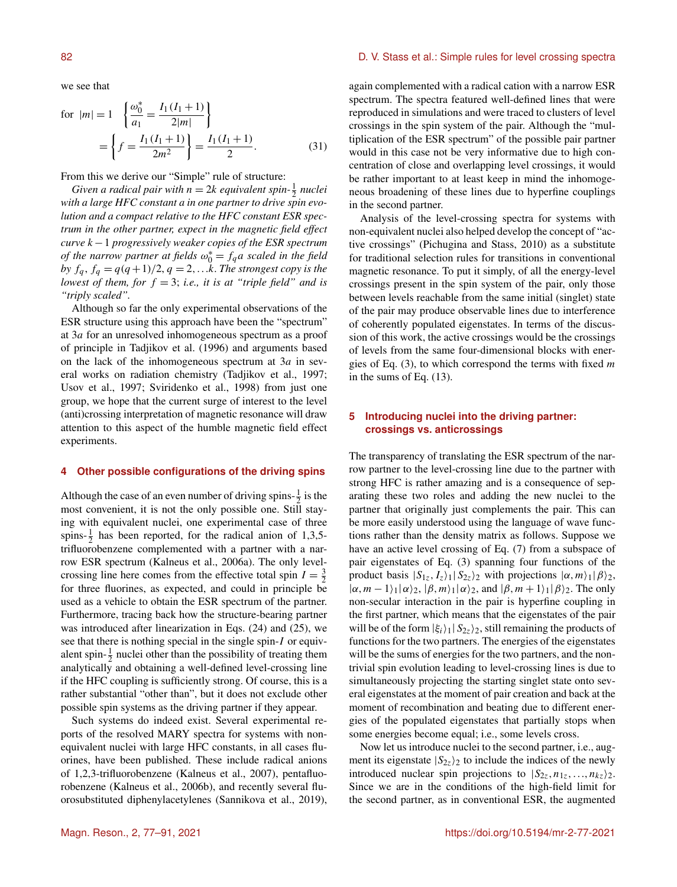we see that

$$\text{for } |m| = 1 \quad \left\{ \frac{\omega_0^*}{a_1} = \frac{I_1(I_1+1)}{2|m|} \right\} = \left\{ f = \frac{I_1(I_1+1)}{2m^2} \right\} = \frac{I_1(I_1+1)}{2}. \tag{31}$$

From this we derive our "Simple" rule of structure:

*Given a radical pair with $n = 2k$ equivalent spin-$\frac{1}{2}$ nuclei with a large HFC constant $a$ in one partner to drive spin evolution and a compact relative to the HFC constant ESR spectrum in the other partner, expect in the magnetic field effect curve $k-1$ progressively weaker copies of the ESR spectrum of the narrow partner at fields $\omega_0^* = f_q a$ scaled in the field by $f_q$, $f_q = q(q+1)/2$, $q = 2, \ldots k$. The strongest copy is the lowest of them, for $f = 3$; i.e., it is at "triple field" and is "triply scaled".*

Although so far the only experimental observations of the ESR structure using this approach have been the "spectrum" at $3a$ for an unresolved inhomogeneous spectrum as a proof of principle in Tadjikov et al. (1996) and arguments based on the lack of the inhomogeneous spectrum at $3a$ in several works on radiation chemistry (Tadjikov et al., 1997; Usov et al., 1997; Sviridenko et al., 1998) from just one group, we hope that the current surge of interest to the level (anti)crossing interpretation of magnetic resonance will draw attention to this aspect of the humble magnetic field effect experiments.

## 4 Other possible configurations of the driving spins

Although the case of an even number of driving spins-$\frac{1}{2}$ is the most convenient, it is not the only possible one. Still staying with equivalent nuclei, one experimental case of three spins-$\frac{1}{2}$ has been reported, for the radical anion of 1,3,5-trifluorobenzene complemented with a partner with a narrow ESR spectrum (Kalneus et al., 2006a). The only level-crossing line here comes from the effective total spin $I = \frac{3}{2}$ for three fluorines, as expected, and could in principle be used as a vehicle to obtain the ESR spectrum of the partner. Furthermore, tracing back how the structure-bearing partner was introduced after linearization in Eqs. (24) and (25), we see that there is nothing special in the single spin-$I$ or equivalent spin-$\frac{1}{2}$ nuclei other than the possibility of treating them analytically and obtaining a well-defined level-crossing line if the HFC coupling is sufficiently strong. Of course, this is a rather substantial "other than", but it does not exclude other possible spin systems as the driving partner if they appear.

Such systems do indeed exist. Several experimental reports of the resolved MARY spectra for systems with non-equivalent nuclei with large HFC constants, in all cases fluorines, have been published. These include radical anions of 1,2,3-trifluorobenzene (Kalneus et al., 2007), pentafluorobenzene (Kalneus et al., 2006b), and recently several fluorosubstituted diphenylacetylenes (Sannikova et al., 2019), again complemented with a radical cation with a narrow ESR spectrum. The spectra featured well-defined lines that were reproduced in simulations and were traced to clusters of level crossings in the spin system of the pair. Although the "multiplication of the ESR spectrum" of the possible pair partner would in this case not be very informative due to high concentration of close and overlapping level crossings, it would be rather important to at least keep in mind the inhomogeneous broadening of these lines due to hyperfine couplings in the second partner.

Analysis of the level-crossing spectra for systems with non-equivalent nuclei also helped develop the concept of "active crossings" (Pichugina and Stass, 2010) as a substitute for traditional selection rules for transitions in conventional magnetic resonance. To put it simply, of all the energy-level crossings present in the spin system of the pair, only those between levels reachable from the same initial (singlet) state of the pair may produce observable lines due to interference of coherently populated eigenstates. In terms of the discussion of this work, the active crossings would be the crossings of levels from the same four-dimensional blocks with energies of Eq. (3), to which correspond the terms with fixed $m$ in the sums of Eq. (13).

## 5 Introducing nuclei into the driving partner: crossings vs. anticrossings

The transparency of translating the ESR spectrum of the narrow partner to the level-crossing line due to the partner with strong HFC is rather amazing and is a consequence of separating these two roles and adding the new nuclei to the partner that originally just complements the pair. This can be more easily understood using the language of wave functions rather than the density matrix as follows. Suppose we have an active level crossing of Eq. (7) from a subspace of pair eigenstates of Eq. (3) spanning four functions of the product basis $|S_{1z}, I_z\rangle_1 |S_{2z}\rangle_2$ with projections $|\alpha, m\rangle_1 |\beta\rangle_2$, $|\alpha, m-1\rangle_1 |\alpha\rangle_2$, $|\beta, m\rangle_1 |\alpha\rangle_2$, and $|\beta, m+1\rangle_1 |\beta\rangle_2$. The only non-secular interaction in the pair is hyperfine coupling in the first partner, which means that the eigenstates of the pair will be of the form $|\xi_i\rangle_1 |S_{2z}\rangle_2$, still remaining the products of functions for the two partners. The energies of the eigenstates will be the sums of energies for the two partners, and the non-trivial spin evolution leading to level-crossing lines is due to simultaneously projecting the starting singlet state onto several eigenstates at the moment of pair creation and back at the moment of recombination and beating due to different energies of the populated eigenstates that partially stops when some energies become equal; i.e., some levels cross.

Now let us introduce nuclei to the second partner, i.e., augment its eigenstate $|S_{2z}\rangle_2$ to include the indices of the newly introduced nuclear spin projections to $|S_{2z}, n_{1z}, \ldots, n_{kz}\rangle_2$. Since we are in the conditions of the high-field limit for the second partner, as in conventional ESR, the augmented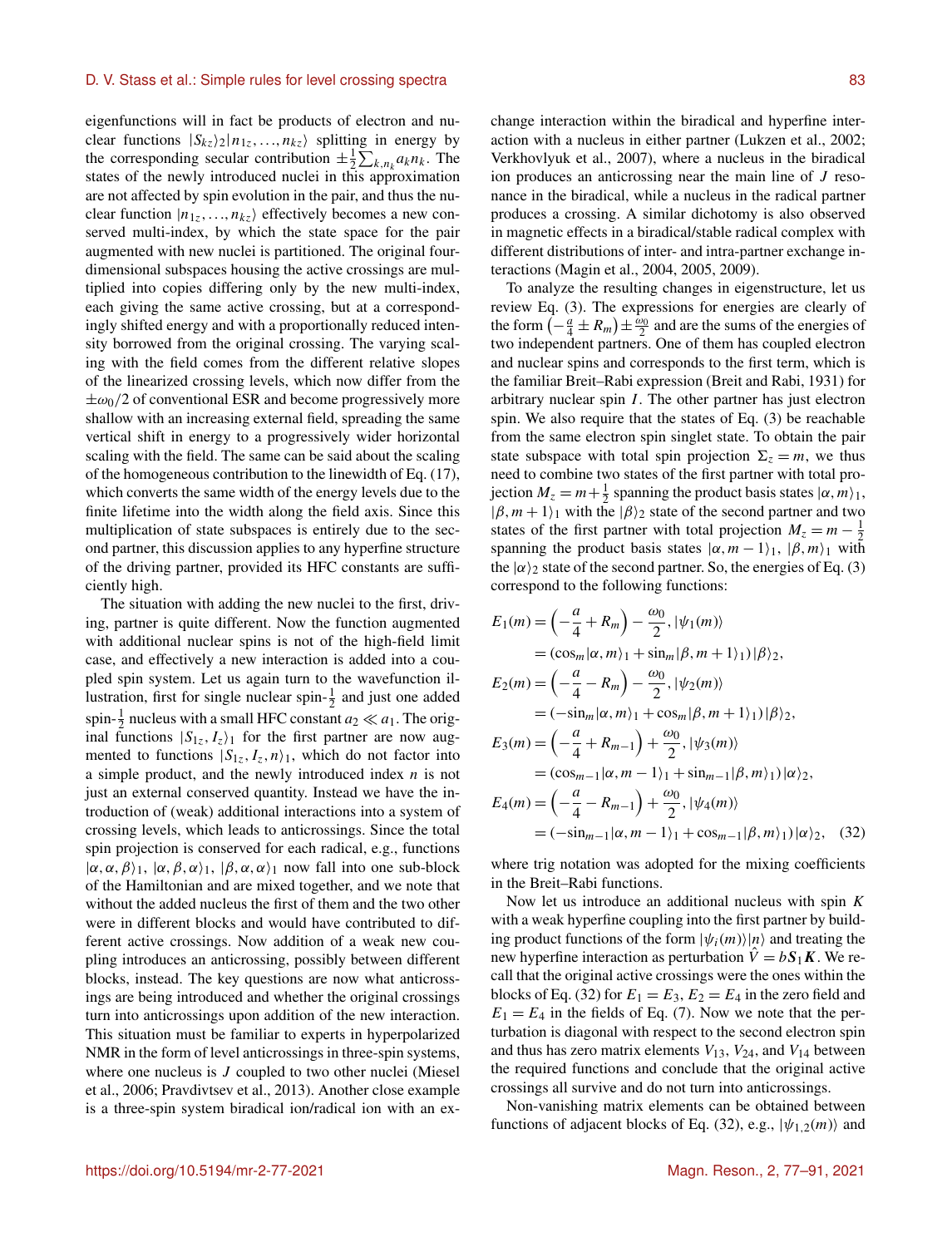eigenfunctions will in fact be products of electron and nuclear functions $|S_{kz}\rangle_2|n_{1z},\ldots,n_{kz}\rangle$ splitting in energy by the corresponding secular contribution $\pm\frac{1}{2}\sum_{k,n_k} a_k n_k$. The states of the newly introduced nuclei in this approximation are not affected by spin evolution in the pair, and thus the nuclear function $|n_{1z},\ldots,n_{kz}\rangle$ effectively becomes a new conserved multi-index, by which the state space for the pair augmented with new nuclei is partitioned. The original four-dimensional subspaces housing the active crossings are multiplied into copies differing only by the new multi-index, each giving the same active crossing, but at a correspondingly shifted energy and with a proportionally reduced intensity borrowed from the original crossing. The varying scaling with the field comes from the different relative slopes of the linearized crossing levels, which now differ from the $\pm\omega_0/2$ of conventional ESR and become progressively more shallow with an increasing external field, spreading the same vertical shift in energy to a progressively wider horizontal scaling with the field. The same can be said about the scaling of the homogeneous contribution to the linewidth of Eq. (17), which converts the same width of the energy levels due to the finite lifetime into the width along the field axis. Since this multiplication of state subspaces is entirely due to the second partner, this discussion applies to any hyperfine structure of the driving partner, provided its HFC constants are sufficiently high.

The situation with adding the new nuclei to the first, driving, partner is quite different. Now the function augmented with additional nuclear spins is not of the high-field limit case, and effectively a new interaction is added into a coupled spin system. Let us again turn to the wavefunction illustration, first for single nuclear spin-$\frac{1}{2}$ and just one added spin-$\frac{1}{2}$ nucleus with a small HFC constant $a_2 \ll a_1$. The original functions $|S_{1z}, I_z\rangle_1$ for the first partner are now augmented to functions $|S_{1z}, I_z, n\rangle_1$, which do not factor into a simple product, and the newly introduced index $n$ is not just an external conserved quantity. Instead we have the introduction of (weak) additional interactions into a system of crossing levels, which leads to anticrossings. Since the total spin projection is conserved for each radical, e.g., functions $|\alpha,\alpha,\beta\rangle_1$, $|\alpha,\beta,\alpha\rangle_1$, $|\beta,\alpha,\alpha\rangle_1$ now fall into one sub-block of the Hamiltonian and are mixed together, and we note that without the added nucleus the first of them and the two other were in different blocks and would have contributed to different active crossings. Now addition of a weak new coupling introduces an anticrossing, possibly between different blocks, instead. The key questions are now what anticrossings are being introduced and whether the original crossings turn into anticrossings upon addition of the new interaction. This situation must be familiar to experts in hyperpolarized NMR in the form of level anticrossings in three-spin systems, where one nucleus is $J$ coupled to two other nuclei (Miesel et al., 2006; Pravdivtsev et al., 2013). Another close example is a three-spin system biradical ion/radical ion with an exchange interaction within the biradical and hyperfine interaction with a nucleus in either partner (Lukzen et al., 2002; Verkhovlyuk et al., 2007), where a nucleus in the biradical ion produces an anticrossing near the main line of $J$ resonance in the biradical, while a nucleus in the radical partner produces a crossing. A similar dichotomy is also observed in magnetic effects in a biradical/stable radical complex with different distributions of inter- and intra-partner exchange interactions (Magin et al., 2004, 2005, 2009).

To analyze the resulting changes in eigenstructure, let us review Eq. (3). The expressions for energies are clearly of the form $\left(-\frac{a}{4} \pm R_m\right) \pm \frac{\omega_0}{2}$ and are the sums of the energies of two independent partners. One of them has coupled electron and nuclear spins and corresponds to the first term, which is the familiar Breit–Rabi expression (Breit and Rabi, 1931) for arbitrary nuclear spin $I$. The other partner has just electron spin. We also require that the states of Eq. (3) be reachable from the same electron spin singlet state. To obtain the pair state subspace with total spin projection $\Sigma_z = m$, we thus need to combine two states of the first partner with total projection $M_z = m + \frac{1}{2}$ spanning the product basis states $|\alpha, m\rangle_1$, $|\beta, m+1\rangle_1$ with the $|\beta\rangle_2$ state of the second partner and two states of the first partner with total projection $M_z = m - \frac{1}{2}$ spanning the product basis states $|\alpha, m-1\rangle_1$, $|\beta, m\rangle_1$ with the $|\alpha\rangle_2$ state of the second partner. So, the energies of Eq. (3) correspond to the following functions:

$$
\begin{aligned}
E_1(m) &= \left(-\frac{a}{4} + R_m\right) - \frac{\omega_0}{2}, |\psi_1(m)\rangle \\
&= (\cos_m|\alpha, m\rangle_1 + \sin_m|\beta, m+1\rangle_1)|\beta\rangle_2, \\
E_2(m) &= \left(-\frac{a}{4} - R_m\right) - \frac{\omega_0}{2}, |\psi_2(m)\rangle \\
&= (-\sin_m|\alpha, m\rangle_1 + \cos_m|\beta, m+1\rangle_1)|\beta\rangle_2, \\
E_3(m) &= \left(-\frac{a}{4} + R_{m-1}\right) + \frac{\omega_0}{2}, |\psi_3(m)\rangle \\
&= (\cos_{m-1}|\alpha, m-1\rangle_1 + \sin_{m-1}|\beta, m\rangle_1)|\alpha\rangle_2, \\
E_4(m) &= \left(-\frac{a}{4} - R_{m-1}\right) + \frac{\omega_0}{2}, |\psi_4(m)\rangle \\
&= (-\sin_{m-1}|\alpha, m-1\rangle_1 + \cos_{m-1}|\beta, m\rangle_1)|\alpha\rangle_2, \quad (32)
\end{aligned}
$$

where trig notation was adopted for the mixing coefficients in the Breit–Rabi functions.

Now let us introduce an additional nucleus with spin $K$ with a weak hyperfine coupling into the first partner by building product functions of the form $|\psi_i(m)\rangle|n\rangle$ and treating the new hyperfine interaction as perturbation $\hat{V} = b\boldsymbol{S}_1\boldsymbol{K}$. We recall that the original active crossings were the ones within the blocks of Eq. (32) for $E_1 = E_3$, $E_2 = E_4$ in the zero field and $E_1 = E_4$ in the fields of Eq. (7). Now we note that the perturbation is diagonal with respect to the second electron spin and thus has zero matrix elements $V_{13}$, $V_{24}$, and $V_{14}$ between the required functions and conclude that the original active crossings all survive and do not turn into anticrossings.

Non-vanishing matrix elements can be obtained between functions of adjacent blocks of Eq. (32), e.g., $|\psi_{1,2}(m)\rangle$ and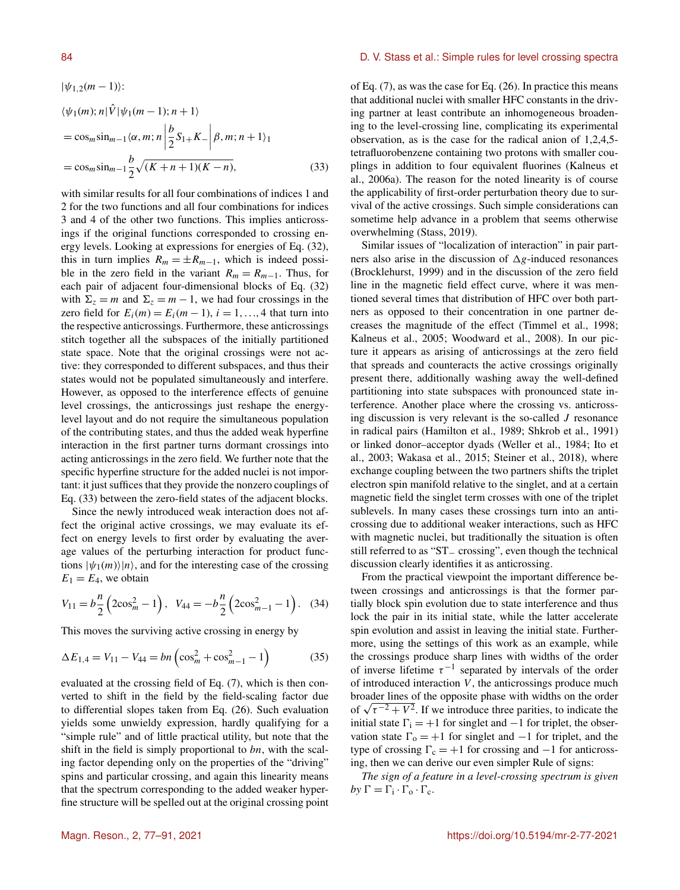$|\psi_{1,2}(m-1)\rangle$:

$$
\begin{aligned}
&\langle \psi_1(m); n|\hat{V}|\psi_1(m-1); n+1\rangle \\
&= \cos_m \sin_{m-1} \langle \alpha, m; n \left| \frac{b}{2} S_{1+} K_- \right| \beta, m; n+1\rangle_1 \\
&= \cos_m \sin_{m-1} \frac{b}{2} \sqrt{(K+n+1)(K-n)},
\end{aligned}
\tag{33}
$$

with similar results for all four combinations of indices 1 and 2 for the two functions and all four combinations for indices 3 and 4 of the other two functions. This implies anticrossings if the original functions corresponded to crossing energy levels. Looking at expressions for energies of Eq. (32), this in turn implies $R_m = \pm R_{m-1}$, which is indeed possible in the zero field in the variant $R_m = R_{m-1}$. Thus, for each pair of adjacent four-dimensional blocks of Eq. (32) with $\Sigma_z = m$ and $\Sigma_z = m-1$, we had four crossings in the zero field for $E_i(m) = E_i(m-1)$, $i = 1, \ldots, 4$ that turn into the respective anticrossings. Furthermore, these anticrossings stitch together all the subspaces of the initially partitioned state space. Note that the original crossings were not active: they corresponded to different subspaces, and thus their states would not be populated simultaneously and interfere. However, as opposed to the interference effects of genuine level crossings, the anticrossings just reshape the energy-level layout and do not require the simultaneous population of the contributing states, and thus the added weak hyperfine interaction in the first partner turns dormant crossings into acting anticrossings in the zero field. We further note that the specific hyperfine structure for the added nuclei is not important: it just suffices that they provide the nonzero couplings of Eq. (33) between the zero-field states of the adjacent blocks.

Since the newly introduced weak interaction does not affect the original active crossings, we may evaluate its effect on energy levels to first order by evaluating the average values of the perturbing interaction for product functions $|\psi_1(m)\rangle|n\rangle$, and for the interesting case of the crossing $E_1 = E_4$, we obtain

$$
V_{11} = b\frac{n}{2}\left(2\cos_m^2 - 1\right), \quad V_{44} = -b\frac{n}{2}\left(2\cos_{m-1}^2 - 1\right). \tag{34}
$$

This moves the surviving active crossing in energy by

$$
\Delta E_{1,4} = V_{11} - V_{44} = bn\left(\cos_m^2 + \cos_{m-1}^2 - 1\right) \tag{35}
$$

evaluated at the crossing field of Eq. (7), which is then converted to shift in the field by the field-scaling factor due to differential slopes taken from Eq. (26). Such evaluation yields some unwieldy expression, hardly qualifying for a "simple rule" and of little practical utility, but note that the shift in the field is simply proportional to $bn$, with the scaling factor depending only on the properties of the "driving" spins and particular crossing, and again this linearity means that the spectrum corresponding to the added weaker hyperfine structure will be spelled out at the original crossing point of Eq. (7), as was the case for Eq. (26). In practice this means that additional nuclei with smaller HFC constants in the driving partner at least contribute an inhomogeneous broadening to the level-crossing line, complicating its experimental observation, as is the case for the radical anion of 1,2,4,5-tetrafluorobenzene containing two protons with smaller couplings in addition to four equivalent fluorines (Kalneus et al., 2006a). The reason for the noted linearity is of course the applicability of first-order perturbation theory due to survival of the active crossings. Such simple considerations can sometime help advance in a problem that seems otherwise overwhelming (Stass, 2019).

Similar issues of "localization of interaction" in pair partners also arise in the discussion of $\Delta g$-induced resonances (Brocklehurst, 1999) and in the discussion of the zero field line in the magnetic field effect curve, where it was mentioned several times that distribution of HFC over both partners as opposed to their concentration in one partner decreases the magnitude of the effect (Timmel et al., 1998; Kalneus et al., 2005; Woodward et al., 2008). In our picture it appears as arising of anticrossings at the zero field that spreads and counteracts the active crossings originally present there, additionally washing away the well-defined partitioning into state subspaces with pronounced state interference. Another place where the crossing vs. anticrossing discussion is very relevant is the so-called $J$ resonance in radical pairs (Hamilton et al., 1989; Shkrob et al., 1991) or linked donor–acceptor dyads (Weller et al., 1984; Ito et al., 2003; Wakasa et al., 2015; Steiner et al., 2018), where exchange coupling between the two partners shifts the triplet electron spin manifold relative to the singlet, and at a certain magnetic field the singlet term crosses with one of the triplet sublevels. In many cases these crossings turn into an anticrossing due to additional weaker interactions, such as HFC with magnetic nuclei, but traditionally the situation is often still referred to as "$\mathrm{ST}_-$ crossing", even though the technical discussion clearly identifies it as anticrossing.

From the practical viewpoint the important difference between crossings and anticrossings is that the former partially block spin evolution due to state interference and thus lock the pair in its initial state, while the latter accelerate spin evolution and assist in leaving the initial state. Furthermore, using the settings of this work as an example, while the crossings produce sharp lines with widths of the order of inverse lifetime $\tau^{-1}$ separated by intervals of the order of introduced interaction $V$, the anticrossings produce much broader lines of the opposite phase with widths on the order of $\sqrt{\tau^{-2} + V^2}$. If we introduce three parities, to indicate the initial state $\Gamma_\mathrm{i} = +1$ for singlet and $-1$ for triplet, the observation state $\Gamma_\mathrm{o} = +1$ for singlet and $-1$ for triplet, and the type of crossing $\Gamma_\mathrm{c} = +1$ for crossing and $-1$ for anticrossing, then we can derive our even simpler Rule of signs:

*The sign of a feature in a level-crossing spectrum is given by* $\Gamma = \Gamma_\mathrm{i} \cdot \Gamma_\mathrm{o} \cdot \Gamma_\mathrm{c}$.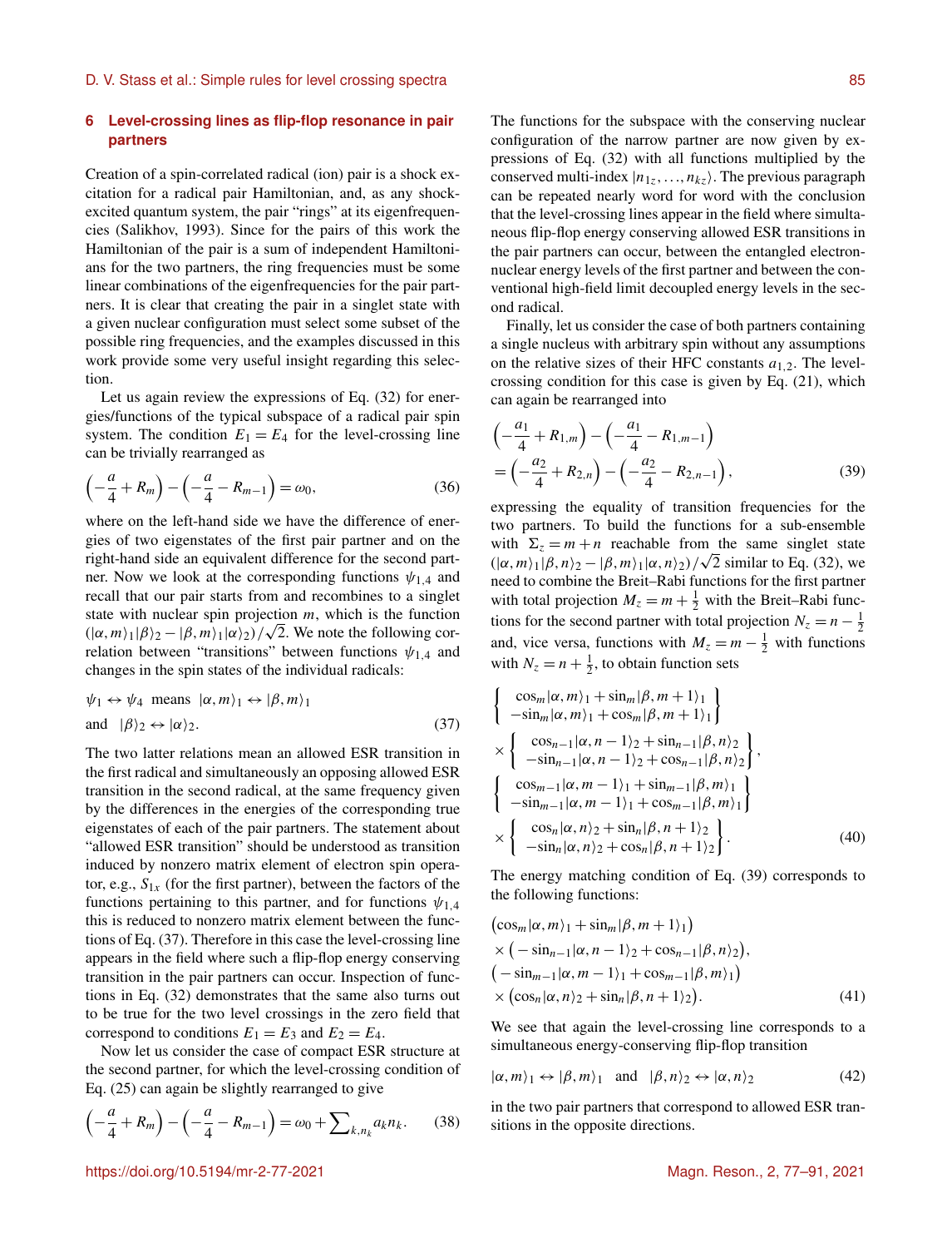## 6 Level-crossing lines as flip-flop resonance in pair partners

Creation of a spin-correlated radical (ion) pair is a shock excitation for a radical pair Hamiltonian, and, as any shock-excited quantum system, the pair "rings" at its eigenfrequencies (Salikhov, 1993). Since for the pairs of this work the Hamiltonian of the pair is a sum of independent Hamiltonians for the two partners, the ring frequencies must be some linear combinations of the eigenfrequencies for the pair partners. It is clear that creating the pair in a singlet state with a given nuclear configuration must select some subset of the possible ring frequencies, and the examples discussed in this work provide some very useful insight regarding this selection.

Let us again review the expressions of Eq. (32) for energies/functions of the typical subspace of a radical pair spin system. The condition $E_1 = E_4$ for the level-crossing line can be trivially rearranged as

$$\left(-\frac{a}{4} + R_m\right) - \left(-\frac{a}{4} - R_{m-1}\right) = \omega_0, \tag{36}$$

where on the left-hand side we have the difference of energies of two eigenstates of the first pair partner and on the right-hand side an equivalent difference for the second partner. Now we look at the corresponding functions $\psi_{1,4}$ and recall that our pair starts from and recombines to a singlet state with nuclear spin projection $m$, which is the function $(|\alpha, m\rangle_1 |\beta\rangle_2 - |\beta, m\rangle_1 |\alpha\rangle_2)/\sqrt{2}$. We note the following correlation between "transitions" between functions $\psi_{1,4}$ and changes in the spin states of the individual radicals:

$$\begin{aligned} &\psi_1 \leftrightarrow \psi_4 \;\text{ means }\; |\alpha, m\rangle_1 \leftrightarrow |\beta, m\rangle_1 \\ &\text{and } \;\; |\beta\rangle_2 \leftrightarrow |\alpha\rangle_2. \end{aligned} \tag{37}$$

The two latter relations mean an allowed ESR transition in the first radical and simultaneously an opposing allowed ESR transition in the second radical, at the same frequency given by the differences in the energies of the corresponding true eigenstates of each of the pair partners. The statement about "allowed ESR transition" should be understood as transition induced by nonzero matrix element of electron spin operator, e.g., $S_{1x}$ (for the first partner), between the factors of the functions pertaining to this partner, and for functions $\psi_{1,4}$ this is reduced to nonzero matrix element between the functions of Eq. (37). Therefore in this case the level-crossing line appears in the field where such a flip-flop energy conserving transition in the pair partners can occur. Inspection of functions in Eq. (32) demonstrates that the same also turns out to be true for the two level crossings in the zero field that correspond to conditions $E_1 = E_3$ and $E_2 = E_4$.

Now let us consider the case of compact ESR structure at the second partner, for which the level-crossing condition of Eq. (25) can again be slightly rearranged to give

$$\left(-\frac{a}{4} + R_m\right) - \left(-\frac{a}{4} - R_{m-1}\right) = \omega_0 + \sum\nolimits_{k,n_k} a_k n_k. \tag{38}$$

The functions for the subspace with the conserving nuclear configuration of the narrow partner are now given by expressions of Eq. (32) with all functions multiplied by the conserved multi-index $|n_{1z}, \ldots, n_{kz}\rangle$. The previous paragraph can be repeated nearly word for word with the conclusion that the level-crossing lines appear in the field where simultaneous flip-flop energy conserving allowed ESR transitions in the pair partners can occur, between the entangled electron-nuclear energy levels of the first partner and between the conventional high-field limit decoupled energy levels in the second radical.

Finally, let us consider the case of both partners containing a single nucleus with arbitrary spin without any assumptions on the relative sizes of their HFC constants $a_{1,2}$. The level-crossing condition for this case is given by Eq. (21), which can again be rearranged into

$$\begin{aligned} &\left(-\frac{a_1}{4} + R_{1,m}\right) - \left(-\frac{a_1}{4} - R_{1,m-1}\right) \\ &= \left(-\frac{a_2}{4} + R_{2,n}\right) - \left(-\frac{a_2}{4} - R_{2,n-1}\right), \end{aligned} \tag{39}$$

expressing the equality of transition frequencies for the two partners. To build the functions for a sub-ensemble with $\Sigma_z = m + n$ reachable from the same singlet state $(|\alpha, m\rangle_1 |\beta, n\rangle_2 - |\beta, m\rangle_1 |\alpha, n\rangle_2)/\sqrt{2}$ similar to Eq. (32), we need to combine the Breit–Rabi functions for the first partner with total projection $M_z = m + \frac{1}{2}$ with the Breit–Rabi functions for the second partner with total projection $N_z = n - \frac{1}{2}$ and, vice versa, functions with $M_z = m - \frac{1}{2}$ with functions with $N_z = n + \frac{1}{2}$, to obtain function sets

$$\begin{aligned} &\left\{ \begin{array}{l} \cos_m |\alpha, m\rangle_1 + \sin_m |\beta, m+1\rangle_1 \\ -\sin_m |\alpha, m\rangle_1 + \cos_m |\beta, m+1\rangle_1 \end{array} \right\} \\ &\times \left\{ \begin{array}{l} \cos_{n-1} |\alpha, n-1\rangle_2 + \sin_{n-1} |\beta, n\rangle_2 \\ -\sin_{n-1} |\alpha, n-1\rangle_2 + \cos_{n-1} |\beta, n\rangle_2 \end{array} \right\}, \\ &\left\{ \begin{array}{l} \cos_{m-1} |\alpha, m-1\rangle_1 + \sin_{m-1} |\beta, m\rangle_1 \\ -\sin_{m-1} |\alpha, m-1\rangle_1 + \cos_{m-1} |\beta, m\rangle_1 \end{array} \right\} \\ &\times \left\{ \begin{array}{l} \cos_n |\alpha, n\rangle_2 + \sin_n |\beta, n+1\rangle_2 \\ -\sin_n |\alpha, n\rangle_2 + \cos_n |\beta, n+1\rangle_2 \end{array} \right\}. \end{aligned} \tag{40}$$

The energy matching condition of Eq. (39) corresponds to the following functions:

$$\begin{aligned} &\left(\cos_m |\alpha, m\rangle_1 + \sin_m |\beta, m+1\rangle_1\right) \\ &\times \left(-\sin_{n-1} |\alpha, n-1\rangle_2 + \cos_{n-1} |\beta, n\rangle_2\right), \\ &\left(-\sin_{m-1} |\alpha, m-1\rangle_1 + \cos_{m-1} |\beta, m\rangle_1\right) \\ &\times \left(\cos_n |\alpha, n\rangle_2 + \sin_n |\beta, n+1\rangle_2\right). \end{aligned} \tag{41}$$

We see that again the level-crossing line corresponds to a simultaneous energy-conserving flip-flop transition

$$|\alpha, m\rangle_1 \leftrightarrow |\beta, m\rangle_1 \quad \text{and} \quad |\beta, n\rangle_2 \leftrightarrow |\alpha, n\rangle_2 \tag{42}$$

in the two pair partners that correspond to allowed ESR transitions in the opposite directions.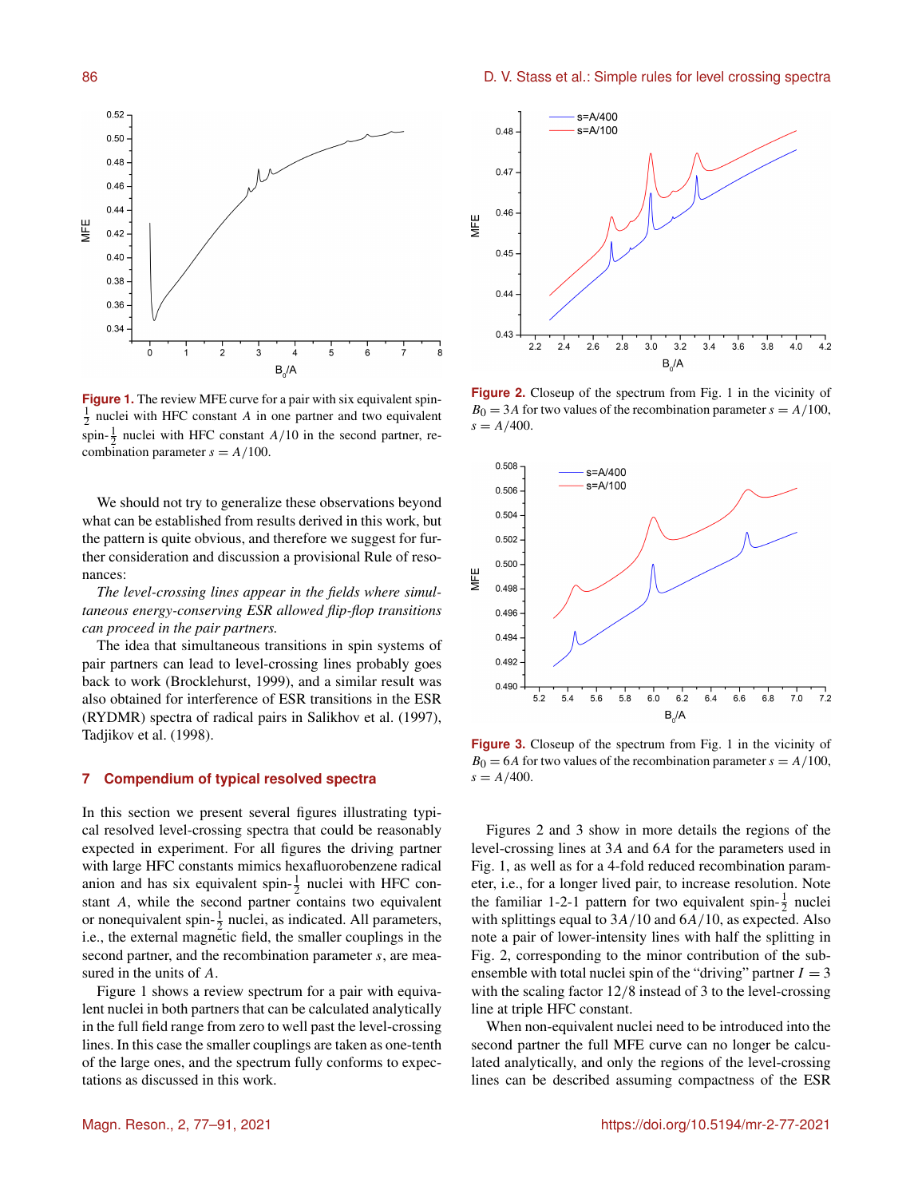Figure 1. The review MFE curve for a pair with six equivalent spin-$\frac{1}{2}$ nuclei with HFC constant $A$ in one partner and two equivalent spin-$\frac{1}{2}$ nuclei with HFC constant $A/10$ in the second partner, recombination parameter $s = A/100$.

We should not try to generalize these observations beyond what can be established from results derived in this work, but the pattern is quite obvious, and therefore we suggest for further consideration and discussion a provisional Rule of resonances:

*The level-crossing lines appear in the fields where simultaneous energy-conserving ESR allowed flip-flop transitions can proceed in the pair partners.*

The idea that simultaneous transitions in spin systems of pair partners can lead to level-crossing lines probably goes back to work (Brocklehurst, 1999), and a similar result was also obtained for interference of ESR transitions in the ESR (RYDMR) spectra of radical pairs in Salikhov et al. (1997), Tadjikov et al. (1998).

## 7 Compendium of typical resolved spectra

In this section we present several figures illustrating typical resolved level-crossing spectra that could be reasonably expected in experiment. For all figures the driving partner with large HFC constants mimics hexafluorobenzene radical anion and has six equivalent spin-$\frac{1}{2}$ nuclei with HFC constant $A$, while the second partner contains two equivalent or nonequivalent spin-$\frac{1}{2}$ nuclei, as indicated. All parameters, i.e., the external magnetic field, the smaller couplings in the second partner, and the recombination parameter $s$, are measured in the units of $A$.

Figure 1 shows a review spectrum for a pair with equivalent nuclei in both partners that can be calculated analytically in the full field range from zero to well past the level-crossing lines. In this case the smaller couplings are taken as one-tenth of the large ones, and the spectrum fully conforms to expectations as discussed in this work.

Figure 2. Closeup of the spectrum from Fig. 1 in the vicinity of $B_0 = 3A$ for two values of the recombination parameter $s = A/100$, $s = A/400$.

Figure 3. Closeup of the spectrum from Fig. 1 in the vicinity of $B_0 = 6A$ for two values of the recombination parameter $s = A/100$, $s = A/400$.

Figures 2 and 3 show in more details the regions of the level-crossing lines at $3A$ and $6A$ for the parameters used in Fig. 1, as well as for a 4-fold reduced recombination parameter, i.e., for a longer lived pair, to increase resolution. Note the familiar 1-2-1 pattern for two equivalent spin-$\frac{1}{2}$ nuclei with splittings equal to $3A/10$ and $6A/10$, as expected. Also note a pair of lower-intensity lines with half the splitting in Fig. 2, corresponding to the minor contribution of the sub-ensemble with total nuclei spin of the "driving" partner $I = 3$ with the scaling factor $12/8$ instead of 3 to the level-crossing line at triple HFC constant.

When non-equivalent nuclei need to be introduced into the second partner the full MFE curve can no longer be calculated analytically, and only the regions of the level-crossing lines can be described assuming compactness of the ESR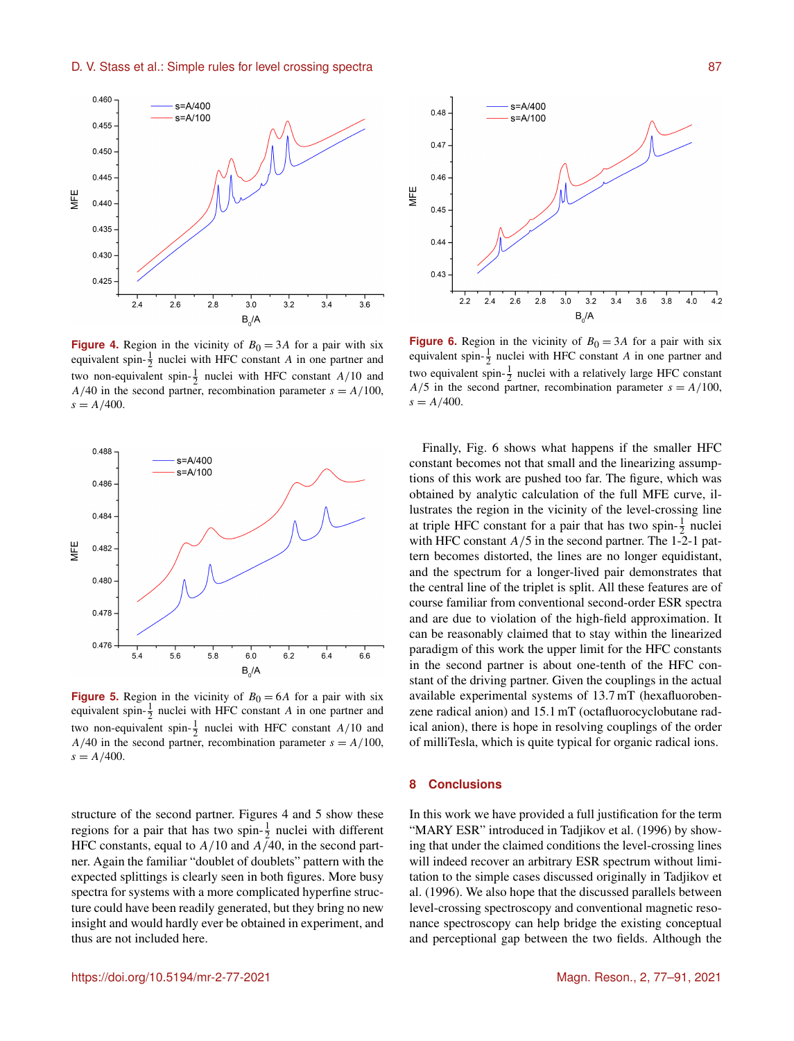**Figure 4.** Region in the vicinity of $B_0 = 3A$ for a pair with six equivalent spin-$\frac{1}{2}$ nuclei with HFC constant $A$ in one partner and two non-equivalent spin-$\frac{1}{2}$ nuclei with HFC constant $A/10$ and $A/40$ in the second partner, recombination parameter $s = A/100$, $s = A/400$.

**Figure 5.** Region in the vicinity of $B_0 = 6A$ for a pair with six equivalent spin-$\frac{1}{2}$ nuclei with HFC constant $A$ in one partner and two non-equivalent spin-$\frac{1}{2}$ nuclei with HFC constant $A/10$ and $A/40$ in the second partner, recombination parameter $s = A/100$, $s = A/400$.

structure of the second partner. Figures 4 and 5 show these regions for a pair that has two spin-$\frac{1}{2}$ nuclei with different HFC constants, equal to $A/10$ and $A/40$, in the second partner. Again the familiar "doublet of doublets" pattern with the expected splittings is clearly seen in both figures. More busy spectra for systems with a more complicated hyperfine structure could have been readily generated, but they bring no new insight and would hardly ever be obtained in experiment, and thus are not included here.

**Figure 6.** Region in the vicinity of $B_0 = 3A$ for a pair with six equivalent spin-$\frac{1}{2}$ nuclei with HFC constant $A$ in one partner and two equivalent spin-$\frac{1}{2}$ nuclei with a relatively large HFC constant $A/5$ in the second partner, recombination parameter $s = A/100$, $s = A/400$.

Finally, Fig. 6 shows what happens if the smaller HFC constant becomes not that small and the linearizing assumptions of this work are pushed too far. The figure, which was obtained by analytic calculation of the full MFE curve, illustrates the region in the vicinity of the level-crossing line at triple HFC constant for a pair that has two spin-$\frac{1}{2}$ nuclei with HFC constant $A/5$ in the second partner. The 1-2-1 pattern becomes distorted, the lines are no longer equidistant, and the spectrum for a longer-lived pair demonstrates that the central line of the triplet is split. All these features are of course familiar from conventional second-order ESR spectra and are due to violation of the high-field approximation. It can be reasonably claimed that to stay within the linearized paradigm of this work the upper limit for the HFC constants in the second partner is about one-tenth of the HFC constant of the driving partner. Given the couplings in the actual available experimental systems of 13.7 mT (hexafluorobenzene radical anion) and 15.1 mT (octafluorocyclobutane radical anion), there is hope in resolving couplings of the order of milliTesla, which is quite typical for organic radical ions.

## 8 Conclusions

In this work we have provided a full justification for the term "MARY ESR" introduced in Tadjikov et al. (1996) by showing that under the claimed conditions the level-crossing lines will indeed recover an arbitrary ESR spectrum without limitation to the simple cases discussed originally in Tadjikov et al. (1996). We also hope that the discussed parallels between level-crossing spectroscopy and conventional magnetic resonance spectroscopy can help bridge the existing conceptual and perceptional gap between the two fields. Although the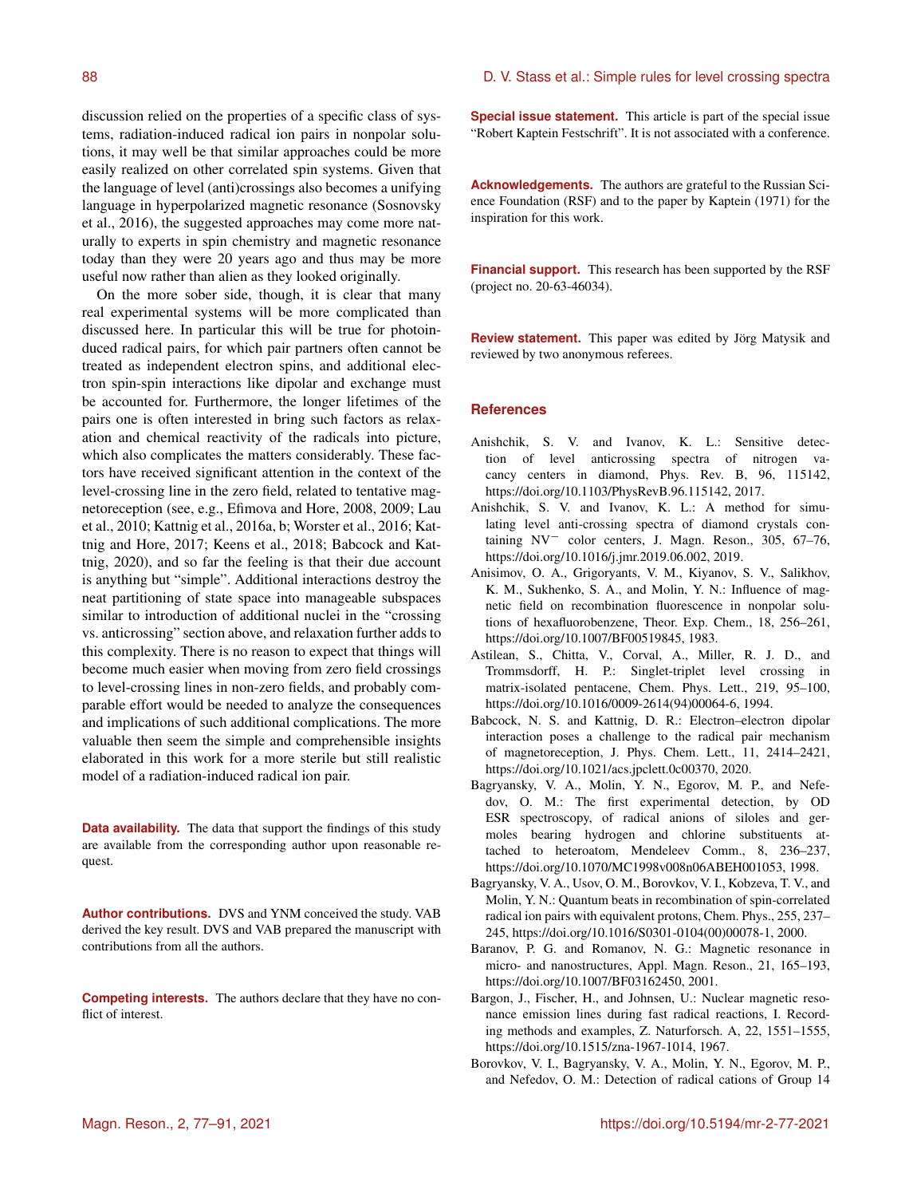discussion relied on the properties of a specific class of systems, radiation-induced radical ion pairs in nonpolar solutions, it may well be that similar approaches could be more easily realized on other correlated spin systems. Given that the language of level (anti)crossings also becomes a unifying language in hyperpolarized magnetic resonance (Sosnovsky et al., 2016), the suggested approaches may come more naturally to experts in spin chemistry and magnetic resonance today than they were 20 years ago and thus may be more useful now rather than alien as they looked originally.

On the more sober side, though, it is clear that many real experimental systems will be more complicated than discussed here. In particular this will be true for photoinduced radical pairs, for which pair partners often cannot be treated as independent electron spins, and additional electron spin-spin interactions like dipolar and exchange must be accounted for. Furthermore, the longer lifetimes of the pairs one is often interested in bring such factors as relaxation and chemical reactivity of the radicals into picture, which also complicates the matters considerably. These factors have received significant attention in the context of the level-crossing line in the zero field, related to tentative magnetoreception (see, e.g., Efimova and Hore, 2008, 2009; Lau et al., 2010; Kattnig et al., 2016a, b; Worster et al., 2016; Kattnig and Hore, 2017; Keens et al., 2018; Babcock and Kattnig, 2020), and so far the feeling is that their due account is anything but "simple". Additional interactions destroy the neat partitioning of state space into manageable subspaces similar to introduction of additional nuclei in the "crossing vs. anticrossing" section above, and relaxation further adds to this complexity. There is no reason to expect that things will become much easier when moving from zero field crossings to level-crossing lines in non-zero fields, and probably comparable effort would be needed to analyze the consequences and implications of such additional complications. The more valuable then seem the simple and comprehensible insights elaborated in this work for a more sterile but still realistic model of a radiation-induced radical ion pair.

**Data availability.** The data that support the findings of this study are available from the corresponding author upon reasonable request.

**Author contributions.** DVS and YNM conceived the study. VAB derived the key result. DVS and VAB prepared the manuscript with contributions from all the authors.

**Competing interests.** The authors declare that they have no conflict of interest.

**Special issue statement.** This article is part of the special issue "Robert Kaptein Festschrift". It is not associated with a conference.

**Acknowledgements.** The authors are grateful to the Russian Science Foundation (RSF) and to the paper by Kaptein (1971) for the inspiration for this work.

**Financial support.** This research has been supported by the RSF (project no. 20-63-46034).

**Review statement.** This paper was edited by Jörg Matysik and reviewed by two anonymous referees.

## References

Anishchik, S. V. and Ivanov, K. L.: Sensitive detection of level anticrossing spectra of nitrogen vacancy centers in diamond, Phys. Rev. B, 96, 115142, https://doi.org/10.1103/PhysRevB.96.115142, 2017.

Anishchik, S. V. and Ivanov, K. L.: A method for simulating level anti-crossing spectra of diamond crystals containing $NV^-$ color centers, J. Magn. Reson., 305, 67–76, https://doi.org/10.1016/j.jmr.2019.06.002, 2019.

Anisimov, O. A., Grigoryants, V. M., Kiyanov, S. V., Salikhov, K. M., Sukhenko, S. A., and Molin, Y. N.: Influence of magnetic field on recombination fluorescence in nonpolar solutions of hexafluorobenzene, Theor. Exp. Chem., 18, 256–261, https://doi.org/10.1007/BF00519845, 1983.

Astilean, S., Chitta, V., Corval, A., Miller, R. J. D., and Trommsdorff, H. P.: Singlet-triplet level crossing in matrix-isolated pentacene, Chem. Phys. Lett., 219, 95–100, https://doi.org/10.1016/0009-2614(94)00064-6, 1994.

Babcock, N. S. and Kattnig, D. R.: Electron–electron dipolar interaction poses a challenge to the radical pair mechanism of magnetoreception, J. Phys. Chem. Lett., 11, 2414–2421, https://doi.org/10.1021/acs.jpclett.0c00370, 2020.

Bagryansky, V. A., Molin, Y. N., Egorov, M. P., and Nefedov, O. M.: The first experimental detection, by OD ESR spectroscopy, of radical anions of siloles and germoles bearing hydrogen and chlorine substituents attached to heteroatom, Mendeleev Comm., 8, 236–237, https://doi.org/10.1070/MC1998v008n06ABEH001053, 1998.

Bagryansky, V. A., Usov, O. M., Borovkov, V. I., Kobzeva, T. V., and Molin, Y. N.: Quantum beats in recombination of spin-correlated radical ion pairs with equivalent protons, Chem. Phys., 255, 237–245, https://doi.org/10.1016/S0301-0104(00)00078-1, 2000.

Baranov, P. G. and Romanov, N. G.: Magnetic resonance in micro- and nanostructures, Appl. Magn. Reson., 21, 165–193, https://doi.org/10.1007/BF03162450, 2001.

Bargon, J., Fischer, H., and Johnsen, U.: Nuclear magnetic resonance emission lines during fast radical reactions, I. Recording methods and examples, Z. Naturforsch. A, 22, 1551–1555, https://doi.org/10.1515/zna-1967-1014, 1967.

Borovkov, V. I., Bagryansky, V. A., Molin, Y. N., Egorov, M. P., and Nefedov, O. M.: Detection of radical cations of Group 14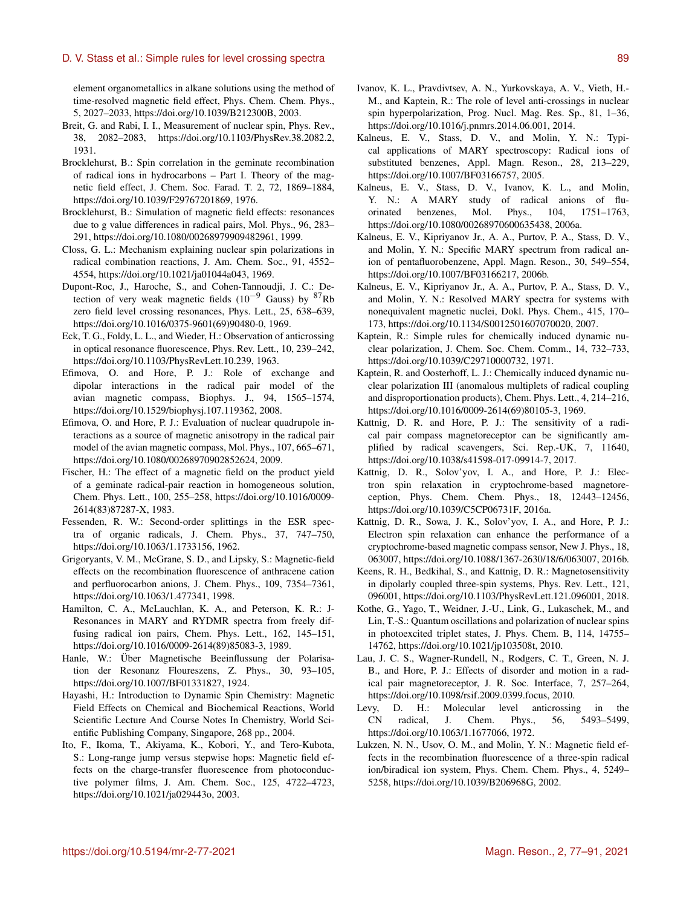element organometallics in alkane solutions using the method of time-resolved magnetic field effect, Phys. Chem. Chem. Phys., 5, 2027–2033, https://doi.org/10.1039/B212300B, 2003.

Breit, G. and Rabi, I. I., Measurement of nuclear spin, Phys. Rev., 38, 2082–2083, https://doi.org/10.1103/PhysRev.38.2082.2, 1931.

Brocklehurst, B.: Spin correlation in the geminate recombination of radical ions in hydrocarbons – Part I. Theory of the magnetic field effect, J. Chem. Soc. Farad. T. 2, 72, 1869–1884, https://doi.org/10.1039/F29767201869, 1976.

Brocklehurst, B.: Simulation of magnetic field effects: resonances due to g value differences in radical pairs, Mol. Phys., 96, 283–291, https://doi.org/10.1080/00268979909482961, 1999.

Closs, G. L.: Mechanism explaining nuclear spin polarizations in radical combination reactions, J. Am. Chem. Soc., 91, 4552–4554, https://doi.org/10.1021/ja01044a043, 1969.

Dupont-Roc, J., Haroche, S., and Cohen-Tannoudji, J. C.: Detection of very weak magnetic fields ($10^{-9}$ Gauss) by $^{87}$Rb zero field level crossing resonances, Phys. Lett., 25, 638–639, https://doi.org/10.1016/0375-9601(69)90480-0, 1969.

Eck, T. G., Foldy, L. L., and Wieder, H.: Observation of anticrossing in optical resonance fluorescence, Phys. Rev. Lett., 10, 239–242, https://doi.org/10.1103/PhysRevLett.10.239, 1963.

Efimova, O. and Hore, P. J.: Role of exchange and dipolar interactions in the radical pair model of the avian magnetic compass, Biophys. J., 94, 1565–1574, https://doi.org/10.1529/biophysj.107.119362, 2008.

Efimova, O. and Hore, P. J.: Evaluation of nuclear quadrupole interactions as a source of magnetic anisotropy in the radical pair model of the avian magnetic compass, Mol. Phys., 107, 665–671, https://doi.org/10.1080/00268970902852624, 2009.

Fischer, H.: The effect of a magnetic field on the product yield of a geminate radical-pair reaction in homogeneous solution, Chem. Phys. Lett., 100, 255–258, https://doi.org/10.1016/0009-2614(83)87287-X, 1983.

Fessenden, R. W.: Second-order splittings in the ESR spectra of organic radicals, J. Chem. Phys., 37, 747–750, https://doi.org/10.1063/1.1733156, 1962.

Grigoryants, V. M., McGrane, S. D., and Lipsky, S.: Magnetic-field effects on the recombination fluorescence of anthracene cation and perfluorocarbon anions, J. Chem. Phys., 109, 7354–7361, https://doi.org/10.1063/1.477341, 1998.

Hamilton, C. A., McLauchlan, K. A., and Peterson, K. R.: J-Resonances in MARY and RYDMR spectra from freely diffusing radical ion pairs, Chem. Phys. Lett., 162, 145–151, https://doi.org/10.1016/0009-2614(89)85083-3, 1989.

Hanle, W.: Über Magnetische Beeinflussung der Polarisation der Resonanz Floureszens, Z. Phys., 30, 93–105, https://doi.org/10.1007/BF01331827, 1924.

Hayashi, H.: Introduction to Dynamic Spin Chemistry: Magnetic Field Effects on Chemical and Biochemical Reactions, World Scientific Lecture And Course Notes In Chemistry, World Scientific Publishing Company, Singapore, 268 pp., 2004.

Ito, F., Ikoma, T., Akiyama, K., Kobori, Y., and Tero-Kubota, S.: Long-range jump versus stepwise hops: Magnetic field effects on the charge-transfer fluorescence from photoconductive polymer films, J. Am. Chem. Soc., 125, 4722–4723, https://doi.org/10.1021/ja029443o, 2003.

Ivanov, K. L., Pravdivtsev, A. N., Yurkovskaya, A. V., Vieth, H.-M., and Kaptein, R.: The role of level anti-crossings in nuclear spin hyperpolarization, Prog. Nucl. Mag. Res. Sp., 81, 1–36, https://doi.org/10.1016/j.pnmrs.2014.06.001, 2014.

Kalneus, E. V., Stass, D. V., and Molin, Y. N.: Typical applications of MARY spectroscopy: Radical ions of substituted benzenes, Appl. Magn. Reson., 28, 213–229, https://doi.org/10.1007/BF03166757, 2005.

Kalneus, E. V., Stass, D. V., Ivanov, K. L., and Molin, Y. N.: A MARY study of radical anions of fluorinated benzenes, Mol. Phys., 104, 1751–1763, https://doi.org/10.1080/00268970600635438, 2006a.

Kalneus, E. V., Kipriyanov Jr., A. A., Purtov, P. A., Stass, D. V., and Molin, Y. N.: Specific MARY spectrum from radical anion of pentafluorobenzene, Appl. Magn. Reson., 30, 549–554, https://doi.org/10.1007/BF03166217, 2006b.

Kalneus, E. V., Kipriyanov Jr., A. A., Purtov, P. A., Stass, D. V., and Molin, Y. N.: Resolved MARY spectra for systems with nonequivalent magnetic nuclei, Dokl. Phys. Chem., 415, 170–173, https://doi.org/10.1134/S0012501607070020, 2007.

Kaptein, R.: Simple rules for chemically induced dynamic nuclear polarization, J. Chem. Soc. Chem. Comm., 14, 732–733, https://doi.org/10.1039/C29710000732, 1971.

Kaptein, R. and Oosterhoff, L. J.: Chemically induced dynamic nuclear polarization III (anomalous multiplets of radical coupling and disproportionation products), Chem. Phys. Lett., 4, 214–216, https://doi.org/10.1016/0009-2614(69)80105-3, 1969.

Kattnig, D. R. and Hore, P. J.: The sensitivity of a radical pair compass magnetoreceptor can be significantly amplified by radical scavengers, Sci. Rep.-UK, 7, 11640, https://doi.org/10.1038/s41598-017-09914-7, 2017.

Kattnig, D. R., Solov'yov, I. A., and Hore, P. J.: Electron spin relaxation in cryptochrome-based magnetoreception, Phys. Chem. Chem. Phys., 18, 12443–12456, https://doi.org/10.1039/C5CP06731F, 2016a.

Kattnig, D. R., Sowa, J. K., Solov'yov, I. A., and Hore, P. J.: Electron spin relaxation can enhance the performance of a cryptochrome-based magnetic compass sensor, New J. Phys., 18, 063007, https://doi.org/10.1088/1367-2630/18/6/063007, 2016b.

Keens, R. H., Bedkihal, S., and Kattnig, D. R.: Magnetosensitivity in dipolarly coupled three-spin systems, Phys. Rev. Lett., 121, 096001, https://doi.org/10.1103/PhysRevLett.121.096001, 2018.

Kothe, G., Yago, T., Weidner, J.-U., Link, G., Lukaschek, M., and Lin, T.-S.: Quantum oscillations and polarization of nuclear spins in photoexcited triplet states, J. Phys. Chem. B, 114, 14755–14762, https://doi.org/10.1021/jp103508t, 2010.

Lau, J. C. S., Wagner-Rundell, N., Rodgers, C. T., Green, N. J. B., and Hore, P. J.: Effects of disorder and motion in a radical pair magnetoreceptor, J. R. Soc. Interface, 7, 257–264, https://doi.org/10.1098/rsif.2009.0399.focus, 2010.

Levy, D. H.: Molecular level anticrossing in the CN radical, J. Chem. Phys., 56, 5493–5499, https://doi.org/10.1063/1.1677066, 1972.

Lukzen, N. N., Usov, O. M., and Molin, Y. N.: Magnetic field effects in the recombination fluorescence of a three-spin radical ion/biradical ion system, Phys. Chem. Chem. Phys., 4, 5249–5258, https://doi.org/10.1039/B206968G, 2002.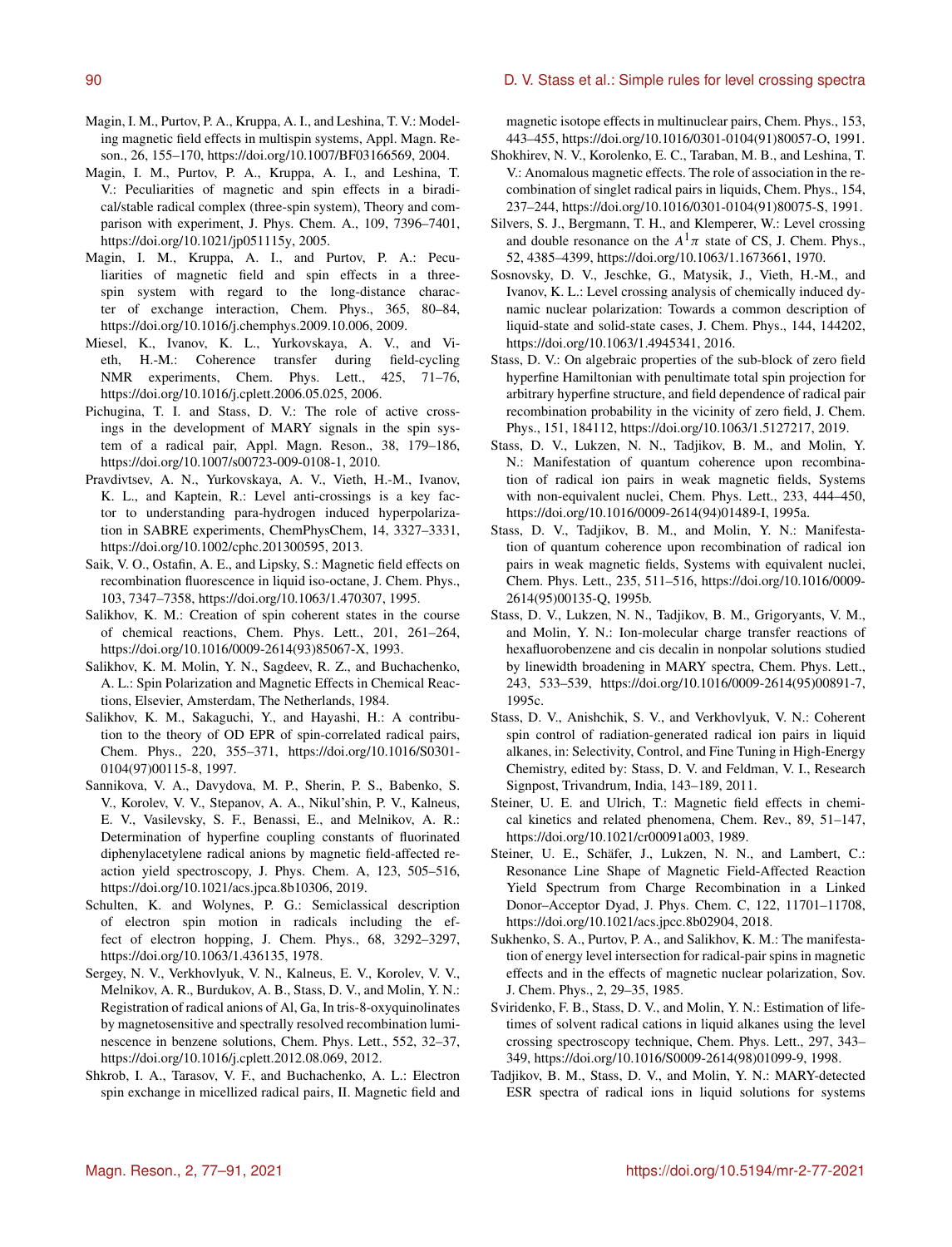Magin, I. M., Purtov, P. A., Kruppa, A. I., and Leshina, T. V.: Modeling magnetic field effects in multispin systems, Appl. Magn. Reson., 26, 155–170, https://doi.org/10.1007/BF03166569, 2004.

Magin, I. M., Purtov, P. A., Kruppa, A. I., and Leshina, T. V.: Peculiarities of magnetic and spin effects in a biradical/stable radical complex (three-spin system), Theory and comparison with experiment, J. Phys. Chem. A., 109, 7396–7401, https://doi.org/10.1021/jp051115y, 2005.

Magin, I. M., Kruppa, A. I., and Purtov, P. A.: Peculiarities of magnetic field and spin effects in a three-spin system with regard to the long-distance character of exchange interaction, Chem. Phys., 365, 80–84, https://doi.org/10.1016/j.chemphys.2009.10.006, 2009.

Miesel, K., Ivanov, K. L., Yurkovskaya, A. V., and Vieth, H.-M.: Coherence transfer during field-cycling NMR experiments, Chem. Phys. Lett., 425, 71–76, https://doi.org/10.1016/j.cplett.2006.05.025, 2006.

Pichugina, T. I. and Stass, D. V.: The role of active crossings in the development of MARY signals in the spin system of a radical pair, Appl. Magn. Reson., 38, 179–186, https://doi.org/10.1007/s00723-009-0108-1, 2010.

Pravdivtsev, A. N., Yurkovskaya, A. V., Vieth, H.-M., Ivanov, K. L., and Kaptein, R.: Level anti-crossings is a key factor to understanding para-hydrogen induced hyperpolarization in SABRE experiments, ChemPhysChem, 14, 3327–3331, https://doi.org/10.1002/cphc.201300595, 2013.

Saik, V. O., Ostafin, A. E., and Lipsky, S.: Magnetic field effects on recombination fluorescence in liquid iso-octane, J. Chem. Phys., 103, 7347–7358, https://doi.org/10.1063/1.470307, 1995.

Salikhov, K. M.: Creation of spin coherent states in the course of chemical reactions, Chem. Phys. Lett., 201, 261–264, https://doi.org/10.1016/0009-2614(93)85067-X, 1993.

Salikhov, K. M. Molin, Y. N., Sagdeev, R. Z., and Buchachenko, A. L.: Spin Polarization and Magnetic Effects in Chemical Reactions, Elsevier, Amsterdam, The Netherlands, 1984.

Salikhov, K. M., Sakaguchi, Y., and Hayashi, H.: A contribution to the theory of OD EPR of spin-correlated radical pairs, Chem. Phys., 220, 355–371, https://doi.org/10.1016/S0301-0104(97)00115-8, 1997.

Sannikova, V. A., Davydova, M. P., Sherin, P. S., Babenko, S. V., Korolev, V. V., Stepanov, A. A., Nikul'shin, P. V., Kalneus, E. V., Vasilevsky, S. F., Benassi, E., and Melnikov, A. R.: Determination of hyperfine coupling constants of fluorinated diphenylacetylene radical anions by magnetic field-affected reaction yield spectroscopy, J. Phys. Chem. A, 123, 505–516, https://doi.org/10.1021/acs.jpca.8b10306, 2019.

Schulten, K. and Wolynes, P. G.: Semiclassical description of electron spin motion in radicals including the effect of electron hopping, J. Chem. Phys., 68, 3292–3297, https://doi.org/10.1063/1.436135, 1978.

Sergey, N. V., Verkhovlyuk, V. N., Kalneus, E. V., Korolev, V. V., Melnikov, A. R., Burdukov, A. B., Stass, D. V., and Molin, Y. N.: Registration of radical anions of Al, Ga, In tris-8-oxyquinolinates by magnetosensitive and spectrally resolved recombination luminescence in benzene solutions, Chem. Phys. Lett., 552, 32–37, https://doi.org/10.1016/j.cplett.2012.08.069, 2012.

Shkrob, I. A., Tarasov, V. F., and Buchachenko, A. L.: Electron spin exchange in micellized radical pairs, II. Magnetic field and magnetic isotope effects in multinuclear pairs, Chem. Phys., 153, 443–455, https://doi.org/10.1016/0301-0104(91)80057-O, 1991.

Shokhirev, N. V., Korolenko, E. C., Taraban, M. B., and Leshina, T. V.: Anomalous magnetic effects. The role of association in the recombination of singlet radical pairs in liquids, Chem. Phys., 154, 237–244, https://doi.org/10.1016/0301-0104(91)80075-S, 1991.

Silvers, S. J., Bergmann, T. H., and Klemperer, W.: Level crossing and double resonance on the $A^1\pi$ state of CS, J. Chem. Phys., 52, 4385–4399, https://doi.org/10.1063/1.1673661, 1970.

Sosnovsky, D. V., Jeschke, G., Matysik, J., Vieth, H.-M., and Ivanov, K. L.: Level crossing analysis of chemically induced dynamic nuclear polarization: Towards a common description of liquid-state and solid-state cases, J. Chem. Phys., 144, 144202, https://doi.org/10.1063/1.4945341, 2016.

Stass, D. V.: On algebraic properties of the sub-block of zero field hyperfine Hamiltonian with penultimate total spin projection for arbitrary hyperfine structure, and field dependence of radical pair recombination probability in the vicinity of zero field, J. Chem. Phys., 151, 184112, https://doi.org/10.1063/1.5127217, 2019.

Stass, D. V., Lukzen, N. N., Tadjikov, B. M., and Molin, Y. N.: Manifestation of quantum coherence upon recombination of radical ion pairs in weak magnetic fields, Systems with non-equivalent nuclei, Chem. Phys. Lett., 233, 444–450, https://doi.org/10.1016/0009-2614(94)01489-I, 1995a.

Stass, D. V., Tadjikov, B. M., and Molin, Y. N.: Manifestation of quantum coherence upon recombination of radical ion pairs in weak magnetic fields, Systems with equivalent nuclei, Chem. Phys. Lett., 235, 511–516, https://doi.org/10.1016/0009-2614(95)00135-Q, 1995b.

Stass, D. V., Lukzen, N. N., Tadjikov, B. M., Grigoryants, V. M., and Molin, Y. N.: Ion-molecular charge transfer reactions of hexafluorobenzene and cis decalin in nonpolar solutions studied by linewidth broadening in MARY spectra, Chem. Phys. Lett., 243, 533–539, https://doi.org/10.1016/0009-2614(95)00891-7, 1995c.

Stass, D. V., Anishchik, S. V., and Verkhovlyuk, V. N.: Coherent spin control of radiation-generated radical ion pairs in liquid alkanes, in: Selectivity, Control, and Fine Tuning in High-Energy Chemistry, edited by: Stass, D. V. and Feldman, V. I., Research Signpost, Trivandrum, India, 143–189, 2011.

Steiner, U. E. and Ulrich, T.: Magnetic field effects in chemical kinetics and related phenomena, Chem. Rev., 89, 51–147, https://doi.org/10.1021/cr00091a003, 1989.

Steiner, U. E., Schäfer, J., Lukzen, N. N., and Lambert, C.: Resonance Line Shape of Magnetic Field-Affected Reaction Yield Spectrum from Charge Recombination in a Linked Donor–Acceptor Dyad, J. Phys. Chem. C, 122, 11701–11708, https://doi.org/10.1021/acs.jpcc.8b02904, 2018.

Sukhenko, S. A., Purtov, P. A., and Salikhov, K. M.: The manifestation of energy level intersection for radical-pair spins in magnetic effects and in the effects of magnetic nuclear polarization, Sov. J. Chem. Phys., 2, 29–35, 1985.

Sviridenko, F. B., Stass, D. V., and Molin, Y. N.: Estimation of lifetimes of solvent radical cations in liquid alkanes using the level crossing spectroscopy technique, Chem. Phys. Lett., 297, 343–349, https://doi.org/10.1016/S0009-2614(98)01099-9, 1998.

Tadjikov, B. M., Stass, D. V., and Molin, Y. N.: MARY-detected ESR spectra of radical ions in liquid solutions for systems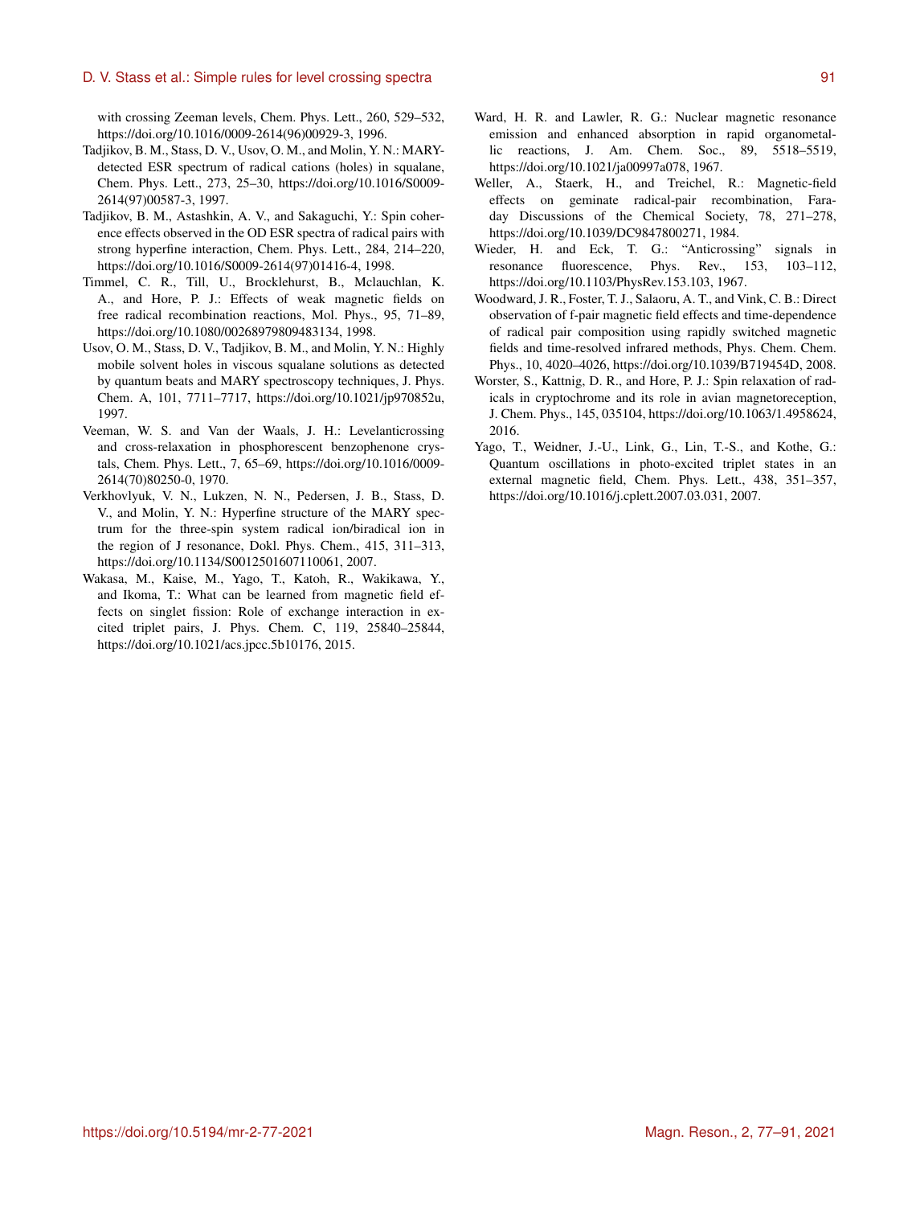with crossing Zeeman levels, Chem. Phys. Lett., 260, 529–532, https://doi.org/10.1016/0009-2614(96)00929-3, 1996.

Tadjikov, B. M., Stass, D. V., Usov, O. M., and Molin, Y. N.: MARY-detected ESR spectrum of radical cations (holes) in squalane, Chem. Phys. Lett., 273, 25–30, https://doi.org/10.1016/S0009-2614(97)00587-3, 1997.

Tadjikov, B. M., Astashkin, A. V., and Sakaguchi, Y.: Spin coherence effects observed in the OD ESR spectra of radical pairs with strong hyperfine interaction, Chem. Phys. Lett., 284, 214–220, https://doi.org/10.1016/S0009-2614(97)01416-4, 1998.

Timmel, C. R., Till, U., Brocklehurst, B., Mclauchlan, K. A., and Hore, P. J.: Effects of weak magnetic fields on free radical recombination reactions, Mol. Phys., 95, 71–89, https://doi.org/10.1080/00268979809483134, 1998.

Usov, O. M., Stass, D. V., Tadjikov, B. M., and Molin, Y. N.: Highly mobile solvent holes in viscous squalane solutions as detected by quantum beats and MARY spectroscopy techniques, J. Phys. Chem. A, 101, 7711–7717, https://doi.org/10.1021/jp970852u, 1997.

Veeman, W. S. and Van der Waals, J. H.: Levelanticrossing and cross-relaxation in phosphorescent benzophenone crystals, Chem. Phys. Lett., 7, 65–69, https://doi.org/10.1016/0009-2614(70)80250-0, 1970.

Verkhovlyuk, V. N., Lukzen, N. N., Pedersen, J. B., Stass, D. V., and Molin, Y. N.: Hyperfine structure of the MARY spectrum for the three-spin system radical ion/biradical ion in the region of J resonance, Dokl. Phys. Chem., 415, 311–313, https://doi.org/10.1134/S0012501607110061, 2007.

Wakasa, M., Kaise, M., Yago, T., Katoh, R., Wakikawa, Y., and Ikoma, T.: What can be learned from magnetic field effects on singlet fission: Role of exchange interaction in excited triplet pairs, J. Phys. Chem. C, 119, 25840–25844, https://doi.org/10.1021/acs.jpcc.5b10176, 2015.

Ward, H. R. and Lawler, R. G.: Nuclear magnetic resonance emission and enhanced absorption in rapid organometallic reactions, J. Am. Chem. Soc., 89, 5518–5519, https://doi.org/10.1021/ja00997a078, 1967.

Weller, A., Staerk, H., and Treichel, R.: Magnetic-field effects on geminate radical-pair recombination, Faraday Discussions of the Chemical Society, 78, 271–278, https://doi.org/10.1039/DC9847800271, 1984.

Wieder, H. and Eck, T. G.: "Anticrossing" signals in resonance fluorescence, Phys. Rev., 153, 103–112, https://doi.org/10.1103/PhysRev.153.103, 1967.

Woodward, J. R., Foster, T. J., Salaoru, A. T., and Vink, C. B.: Direct observation of f-pair magnetic field effects and time-dependence of radical pair composition using rapidly switched magnetic fields and time-resolved infrared methods, Phys. Chem. Chem. Phys., 10, 4020–4026, https://doi.org/10.1039/B719454D, 2008.

Worster, S., Kattnig, D. R., and Hore, P. J.: Spin relaxation of radicals in cryptochrome and its role in avian magnetoreception, J. Chem. Phys., 145, 035104, https://doi.org/10.1063/1.4958624, 2016.

Yago, T., Weidner, J.-U., Link, G., Lin, T.-S., and Kothe, G.: Quantum oscillations in photo-excited triplet states in an external magnetic field, Chem. Phys. Lett., 438, 351–357, https://doi.org/10.1016/j.cplett.2007.03.031, 2007.